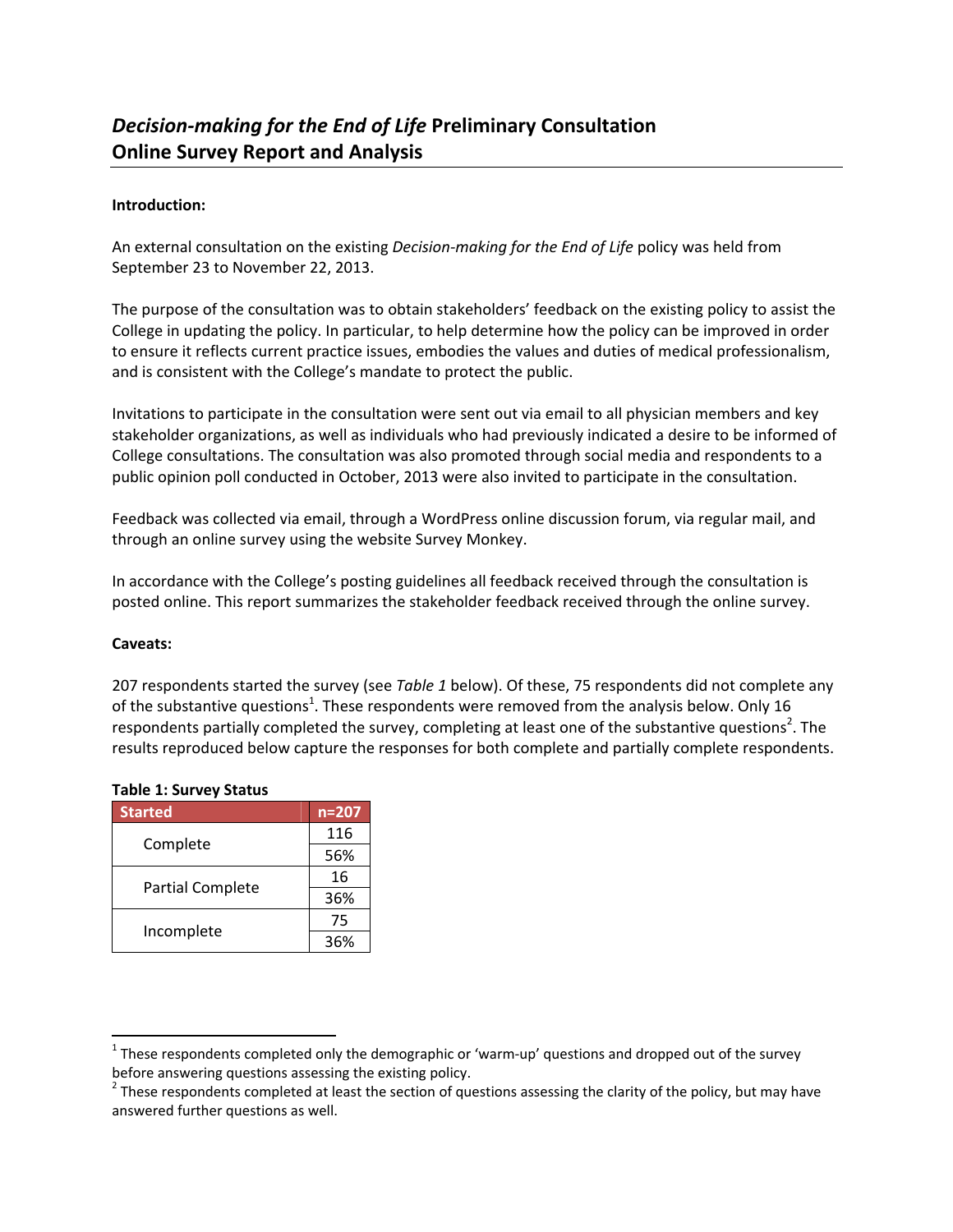# *Decision-making for the End of Life* Preliminary Consultation Online Survey Report and Analysis

**Introduction:**

An external consultation on the existing *Decision-making for the End of Life* policy was held from September 23 to November 22, 2013.

The purpose of the consultation was to obtain stakeholders' feedback on the existing policy to assist the College in updating the policy. In particular, to help determine how the policy can be improved in order to ensure it reflects current practice issues, embodies the values and duties of medical professionalism, and is consistent with the College's mandate to protect the public.

Invitations to participate in the consultation were sent out via email to all physician members and key stakeholder organizations, as well as individuals who had previously indicated a desire to be informed of College consultations. The consultation was also promoted through social media and respondents to a public opinion poll conducted in October, 2013 were also invited to participate in the consultation.

Feedback was collected via email, through a WordPress online discussion forum, via regular mail, and through an online survey using the website Survey Monkey.

In accordance with the College's posting guidelines all feedback received through the consultation is posted online. This report summarizes the stakeholder feedback received through the online survey.

**Caveats:**

207 respondents started the survey (see *Table 1* below). Of these, 75 respondents did not complete any of the substantive questions[1]. These respondents were removed from the analysis below. Only 16 respondents partially completed the survey, completing at least one of the substantive questions[2]. The results reproduced below capture the responses for both complete and partially complete respondents.

**Table 1: Survey Status**

| Started | n=207 |
|---|---|
| Complete | 116 |
| | 56% |
| Partial Complete | 16 |
| | 36% |
| Incomplete | 75 |
| | 36% |

[1] These respondents completed only the demographic or 'warm-up' questions and dropped out of the survey before answering questions assessing the existing policy.

[2] These respondents completed at least the section of questions assessing the clarity of the policy, but may have answered further questions as well.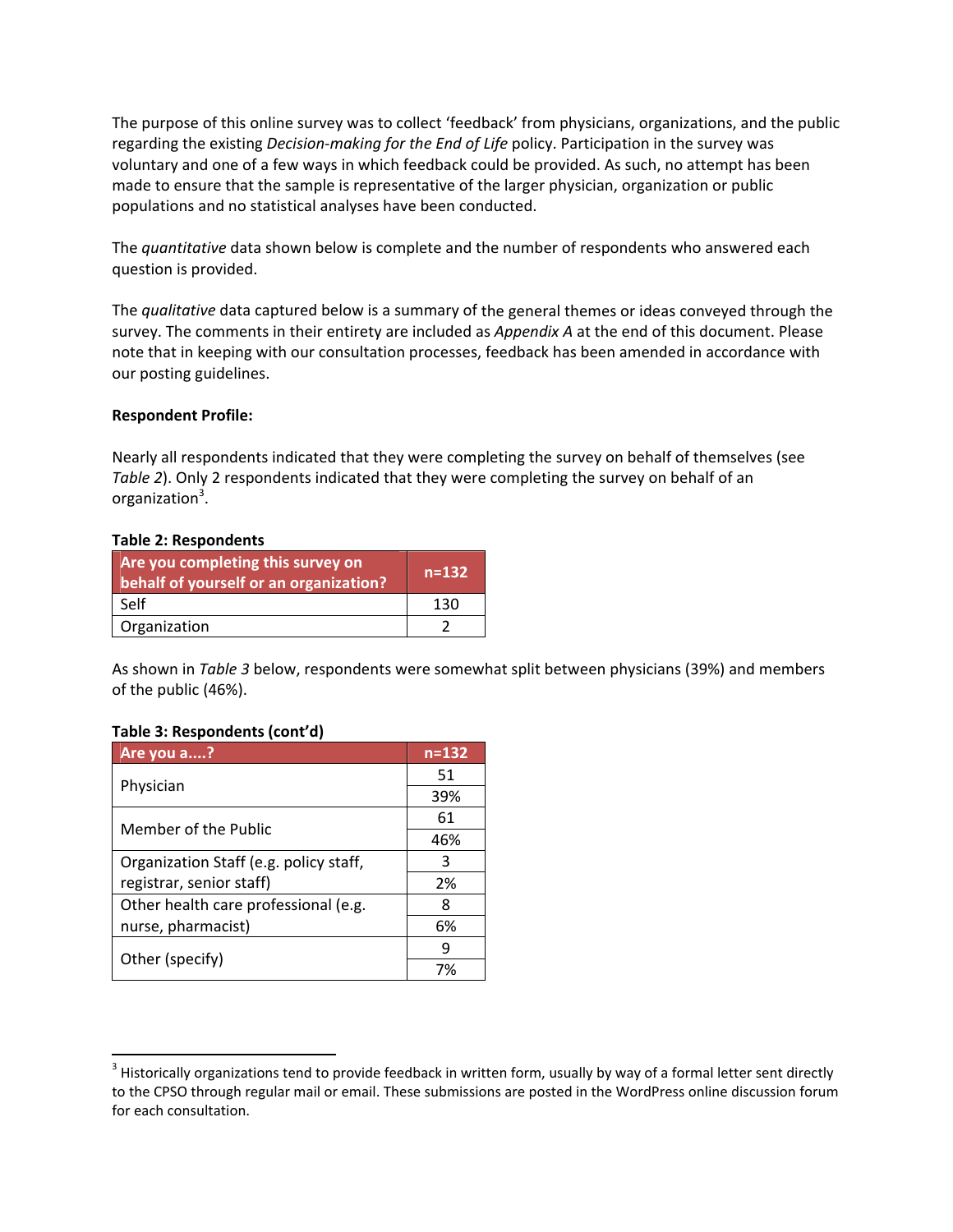The purpose of this online survey was to collect 'feedback' from physicians, organizations, and the public regarding the existing *Decision-making for the End of Life* policy. Participation in the survey was voluntary and one of a few ways in which feedback could be provided. As such, no attempt has been made to ensure that the sample is representative of the larger physician, organization or public populations and no statistical analyses have been conducted.

The *quantitative* data shown below is complete and the number of respondents who answered each question is provided.

The *qualitative* data captured below is a summary of the general themes or ideas conveyed through the survey. The comments in their entirety are included as *Appendix A* at the end of this document. Please note that in keeping with our consultation processes, feedback has been amended in accordance with our posting guidelines.

**Respondent Profile:**

Nearly all respondents indicated that they were completing the survey on behalf of themselves (see *Table 2*). Only 2 respondents indicated that they were completing the survey on behalf of an organization[3].

**Table 2: Respondents**

| Are you completing this survey on behalf of yourself or an organization? | n=132 |
|---|---|
| Self | 130 |
| Organization | 2 |

As shown in *Table 3* below, respondents were somewhat split between physicians (39%) and members of the public (46%).

**Table 3: Respondents (cont'd)**

| Are you a....? | n=132 |
|---|---|
| Physician | 51 |
| | 39% |
| Member of the Public | 61 |
| | 46% |
| Organization Staff (e.g. policy staff, registrar, senior staff) | 3 |
| | 2% |
| Other health care professional (e.g. nurse, pharmacist) | 8 |
| | 6% |
| Other (specify) | 9 |
| | 7% |

[3] Historically organizations tend to provide feedback in written form, usually by way of a formal letter sent directly to the CPSO through regular mail or email. These submissions are posted in the WordPress online discussion forum for each consultation.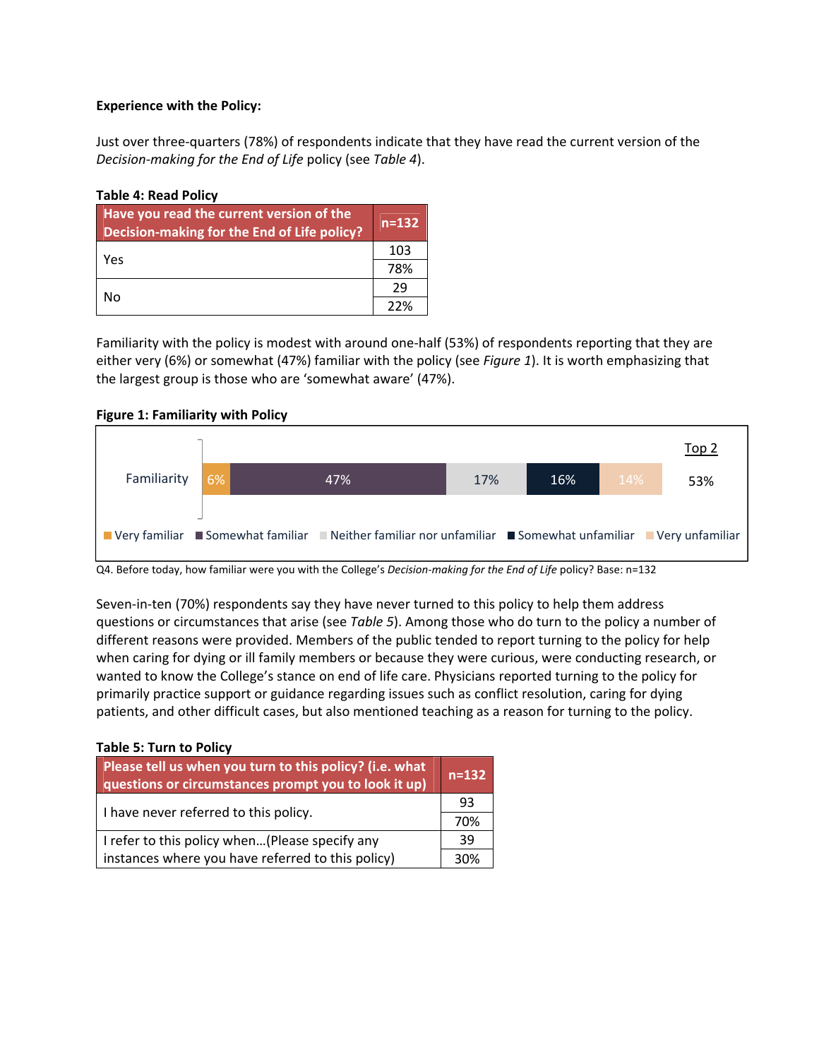**Experience with the Policy:**

Just over three-quarters (78%) of respondents indicate that they have read the current version of the *Decision-making for the End of Life* policy (see *Table 4*).

**Table 4: Read Policy**

| Have you read the current version of the Decision-making for the End of Life policy? | n=132 |
|---|---|
| Yes | 103 |
| | 78% |
| No | 29 |
| | 22% |

Familiarity with the policy is modest with around one-half (53%) of respondents reporting that they are either very (6%) or somewhat (47%) familiar with the policy (see *Figure 1*). It is worth emphasizing that the largest group is those who are 'somewhat aware' (47%).

**Figure 1: Familiarity with Policy**

| | Very familiar | Somewhat familiar | Neither familiar nor unfamiliar | Somewhat unfamiliar | Very unfamiliar | Top 2 |
|---|---|---|---|---|---|---|
| Familiarity | 6% | 47% | 17% | 16% | 14% | 53% |

Q4. Before today, how familiar were you with the College's *Decision-making for the End of Life* policy? Base: n=132

Seven-in-ten (70%) respondents say they have never turned to this policy to help them address questions or circumstances that arise (see *Table 5*). Among those who do turn to the policy a number of different reasons were provided. Members of the public tended to report turning to the policy for help when caring for dying or ill family members or because they were curious, were conducting research, or wanted to know the College's stance on end of life care. Physicians reported turning to the policy for primarily practice support or guidance regarding issues such as conflict resolution, caring for dying patients, and other difficult cases, but also mentioned teaching as a reason for turning to the policy.

**Table 5: Turn to Policy**

| Please tell us when you turn to this policy? (i.e. what questions or circumstances prompt you to look it up) | n=132 |
|---|---|
| I have never referred to this policy. | 93 |
| | 70% |
| I refer to this policy when…(Please specify any instances where you have referred to this policy) | 39 |
| | 30% |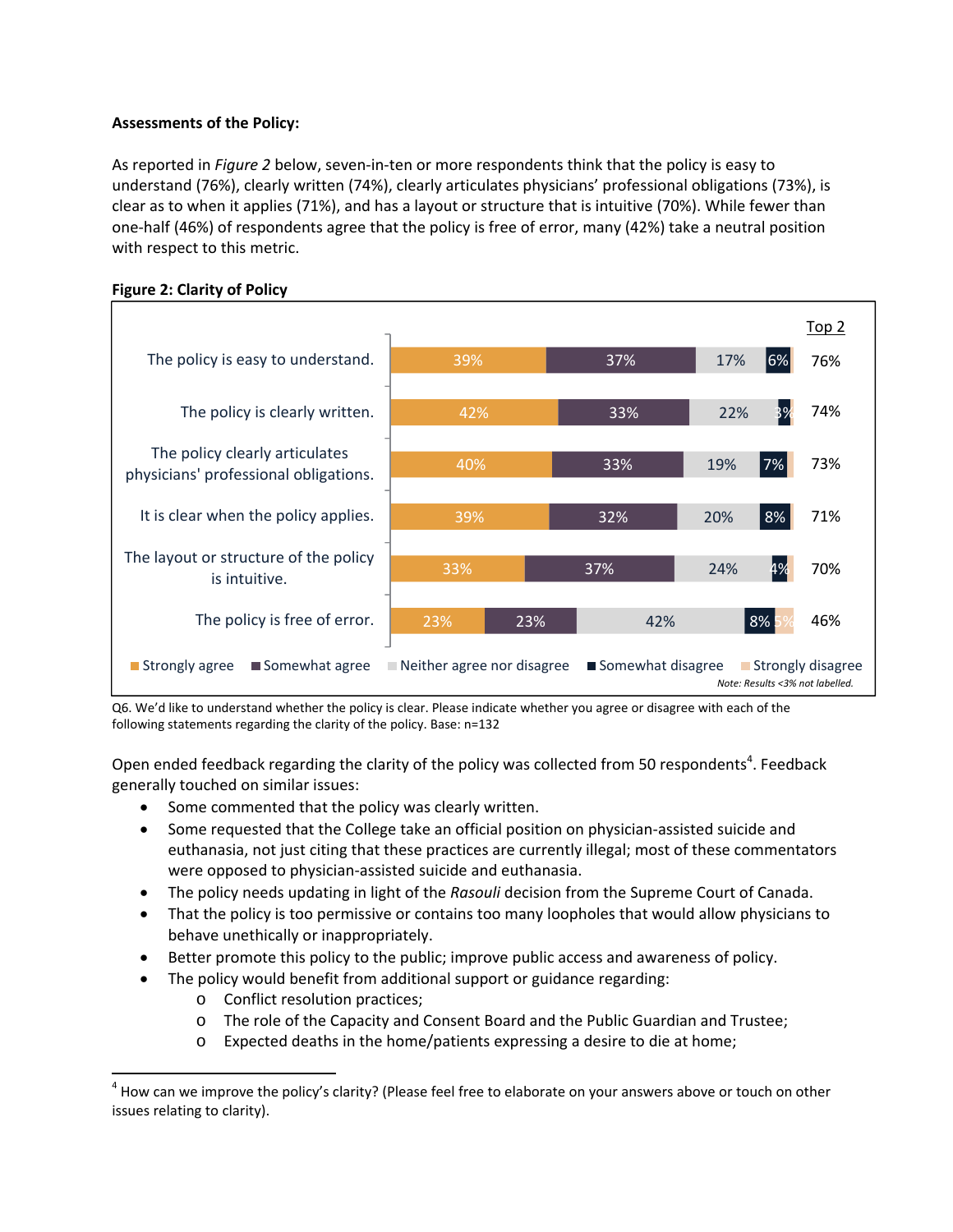**Assessments of the Policy:**

As reported in *Figure 2* below, seven-in-ten or more respondents think that the policy is easy to understand (76%), clearly written (74%), clearly articulates physicians' professional obligations (73%), is clear as to when it applies (71%), and has a layout or structure that is intuitive (70%). While fewer than one-half (46%) of respondents agree that the policy is free of error, many (42%) take a neutral position with respect to this metric.

**Figure 2: Clarity of Policy**

| | Strongly agree | Somewhat agree | Neither agree nor disagree | Somewhat disagree | Strongly disagree | Top 2 |
|---|---|---|---|---|---|---|
| The policy is easy to understand. | 39% | 37% | 17% | 6% | | 76% |
| The policy is clearly written. | 42% | 33% | 22% | 3% | | 74% |
| The policy clearly articulates physicians' professional obligations. | 40% | 33% | 19% | 7% | | 73% |
| It is clear when the policy applies. | 39% | 32% | 20% | 8% | | 71% |
| The layout or structure of the policy is intuitive. | 33% | 37% | 24% | 4% | | 70% |
| The policy is free of error. | 23% | 23% | 42% | 8% | 5% | 46% |

*Note: Results <3% not labelled.*

Q6. We'd like to understand whether the policy is clear. Please indicate whether you agree or disagree with each of the following statements regarding the clarity of the policy. Base: n=132

Open ended feedback regarding the clarity of the policy was collected from 50 respondents[4]. Feedback generally touched on similar issues:

- Some commented that the policy was clearly written.
- Some requested that the College take an official position on physician-assisted suicide and euthanasia, not just citing that these practices are currently illegal; most of these commentators were opposed to physician-assisted suicide and euthanasia.
- The policy needs updating in light of the *Rasouli* decision from the Supreme Court of Canada.
- That the policy is too permissive or contains too many loopholes that would allow physicians to behave unethically or inappropriately.
- Better promote this policy to the public; improve public access and awareness of policy.
- The policy would benefit from additional support or guidance regarding:
  - Conflict resolution practices;
  - The role of the Capacity and Consent Board and the Public Guardian and Trustee;
  - Expected deaths in the home/patients expressing a desire to die at home;

[4] How can we improve the policy's clarity? (Please feel free to elaborate on your answers above or touch on other issues relating to clarity).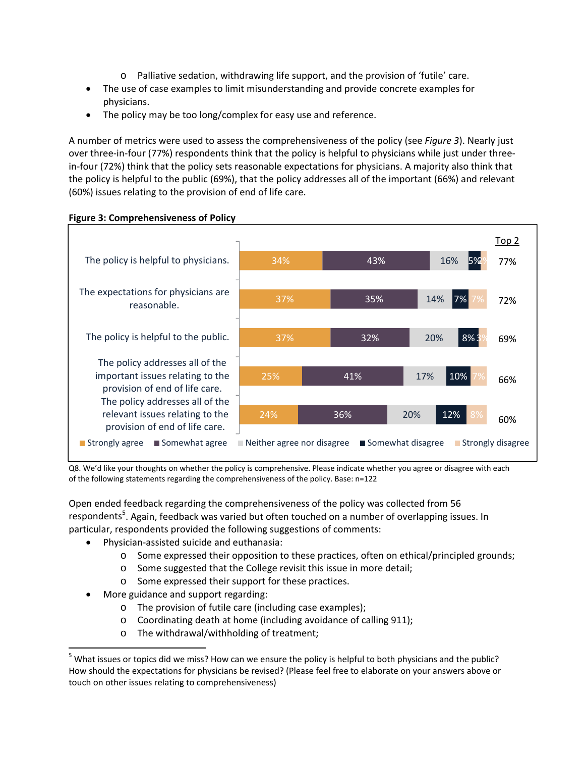- o Palliative sedation, withdrawing life support, and the provision of 'futile' care.
- The use of case examples to limit misunderstanding and provide concrete examples for physicians.
- The policy may be too long/complex for easy use and reference.

A number of metrics were used to assess the comprehensiveness of the policy (see *Figure 3*). Nearly just over three-in-four (77%) respondents think that the policy is helpful to physicians while just under three-in-four (72%) think that the policy sets reasonable expectations for physicians. A majority also think that the policy is helpful to the public (69%), that the policy addresses all of the important (66%) and relevant (60%) issues relating to the provision of end of life care.

**Figure 3: Comprehensiveness of Policy**

| Statement | Strongly agree | Somewhat agree | Neither agree nor disagree | Somewhat disagree | Strongly disagree | Top 2 |
|---|---|---|---|---|---|---|
| The policy is helpful to physicians. | 34% | 43% | 16% | 5% | 2% | 77% |
| The expectations for physicians are reasonable. | 37% | 35% | 14% | 7% | 7% | 72% |
| The policy is helpful to the public. | 37% | 32% | 20% | 8% | 3% | 69% |
| The policy addresses all of the important issues relating to the provision of end of life care. | 25% | 41% | 17% | 10% | 7% | 66% |
| The policy addresses all of the relevant issues relating to the provision of end of life care. | 24% | 36% | 20% | 12% | 8% | 60% |

Q8. We'd like your thoughts on whether the policy is comprehensive. Please indicate whether you agree or disagree with each of the following statements regarding the comprehensiveness of the policy. Base: n=122

Open ended feedback regarding the comprehensiveness of the policy was collected from 56 respondents[5]. Again, feedback was varied but often touched on a number of overlapping issues. In particular, respondents provided the following suggestions of comments:

- Physician-assisted suicide and euthanasia:
  - o Some expressed their opposition to these practices, often on ethical/principled grounds;
  - o Some suggested that the College revisit this issue in more detail;
  - o Some expressed their support for these practices.
- More guidance and support regarding:
  - o The provision of futile care (including case examples);
  - o Coordinating death at home (including avoidance of calling 911);
  - o The withdrawal/withholding of treatment;

[5] What issues or topics did we miss? How can we ensure the policy is helpful to both physicians and the public? How should the expectations for physicians be revised? (Please feel free to elaborate on your answers above or touch on other issues relating to comprehensiveness)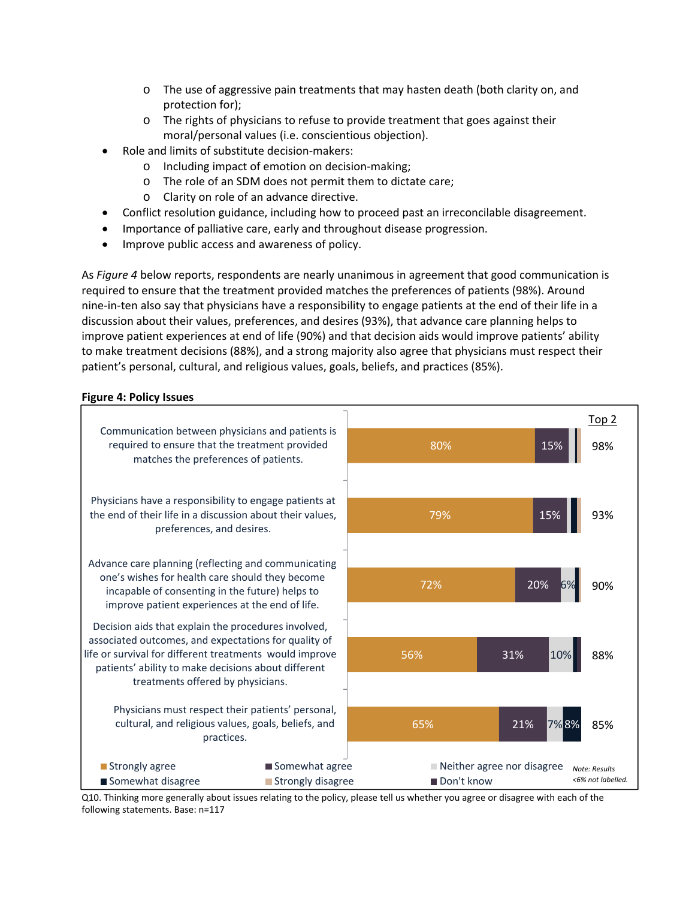- The use of aggressive pain treatments that may hasten death (both clarity on, and protection for);
   - The rights of physicians to refuse to provide treatment that goes against their moral/personal values (i.e. conscientious objection).
- Role and limits of substitute decision-makers:
   - Including impact of emotion on decision-making;
   - The role of an SDM does not permit them to dictate care;
   - Clarity on role of an advance directive.
- Conflict resolution guidance, including how to proceed past an irreconcilable disagreement.
- Importance of palliative care, early and throughout disease progression.
- Improve public access and awareness of policy.

As *Figure 4* below reports, respondents are nearly unanimous in agreement that good communication is required to ensure that the treatment provided matches the preferences of patients (98%). Around nine-in-ten also say that physicians have a responsibility to engage patients at the end of their life in a discussion about their values, preferences, and desires (93%), that advance care planning helps to improve patient experiences at end of life (90%) and that decision aids would improve patients' ability to make treatment decisions (88%), and a strong majority also agree that physicians must respect their patient's personal, cultural, and religious values, goals, beliefs, and practices (85%).

**Figure 4: Policy Issues**

| Statement | Strongly agree | Somewhat agree | Neither agree nor disagree | Somewhat disagree | Strongly disagree | Don't know | Top 2 |
|---|---|---|---|---|---|---|---|
| Communication between physicians and patients is required to ensure that the treatment provided matches the preferences of patients. | 80% | 15% | | | | | 98% |
| Physicians have a responsibility to engage patients at the end of their life in a discussion about their values, preferences, and desires. | 79% | 15% | | | | | 93% |
| Advance care planning (reflecting and communicating one's wishes for health care should they become incapable of consenting in the future) helps to improve patient experiences at the end of life. | 72% | 20% | 6% | | | | 90% |
| Decision aids that explain the procedures involved, associated outcomes, and expectations for quality of life or survival for different treatments would improve patients' ability to make decisions about different treatments offered by physicians. | 56% | 31% | 10% | | | | 88% |
| Physicians must respect their patients' personal, cultural, and religious values, goals, beliefs, and practices. | 65% | 21% | 7% | 8% | | | 85% |

*Note: Results <6% not labelled.*

Q10. Thinking more generally about issues relating to the policy, please tell us whether you agree or disagree with each of the following statements. Base: n=117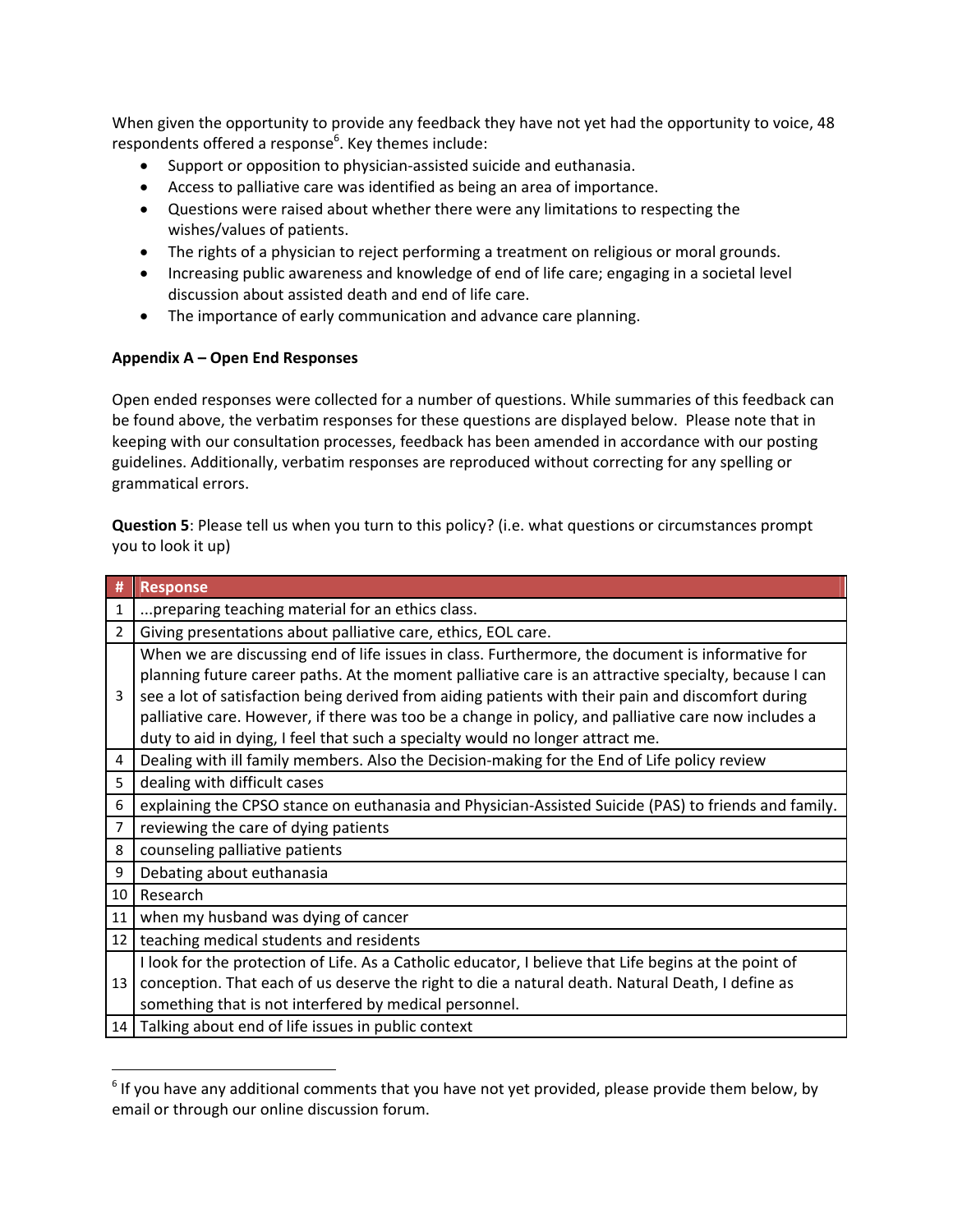When given the opportunity to provide any feedback they have not yet had the opportunity to voice, 48 respondents offered a response[6]. Key themes include:

- Support or opposition to physician-assisted suicide and euthanasia.
- Access to palliative care was identified as being an area of importance.
- Questions were raised about whether there were any limitations to respecting the wishes/values of patients.
- The rights of a physician to reject performing a treatment on religious or moral grounds.
- Increasing public awareness and knowledge of end of life care; engaging in a societal level discussion about assisted death and end of life care.
- The importance of early communication and advance care planning.

**Appendix A – Open End Responses**

Open ended responses were collected for a number of questions. While summaries of this feedback can be found above, the verbatim responses for these questions are displayed below. Please note that in keeping with our consultation processes, feedback has been amended in accordance with our posting guidelines. Additionally, verbatim responses are reproduced without correcting for any spelling or grammatical errors.

**Question 5**: Please tell us when you turn to this policy? (i.e. what questions or circumstances prompt you to look it up)

| # | Response |
|---|---|
| 1 | ...preparing teaching material for an ethics class. |
| 2 | Giving presentations about palliative care, ethics, EOL care. |
| 3 | When we are discussing end of life issues in class. Furthermore, the document is informative for planning future career paths. At the moment palliative care is an attractive specialty, because I can see a lot of satisfaction being derived from aiding patients with their pain and discomfort during palliative care. However, if there was too be a change in policy, and palliative care now includes a duty to aid in dying, I feel that such a specialty would no longer attract me. |
| 4 | Dealing with ill family members. Also the Decision-making for the End of Life policy review |
| 5 | dealing with difficult cases |
| 6 | explaining the CPSO stance on euthanasia and Physician-Assisted Suicide (PAS) to friends and family. |
| 7 | reviewing the care of dying patients |
| 8 | counseling palliative patients |
| 9 | Debating about euthanasia |
| 10 | Research |
| 11 | when my husband was dying of cancer |
| 12 | teaching medical students and residents |
| 13 | I look for the protection of Life. As a Catholic educator, I believe that Life begins at the point of conception. That each of us deserve the right to die a natural death. Natural Death, I define as something that is not interfered by medical personnel. |
| 14 | Talking about end of life issues in public context |

[6] If you have any additional comments that you have not yet provided, please provide them below, by email or through our online discussion forum.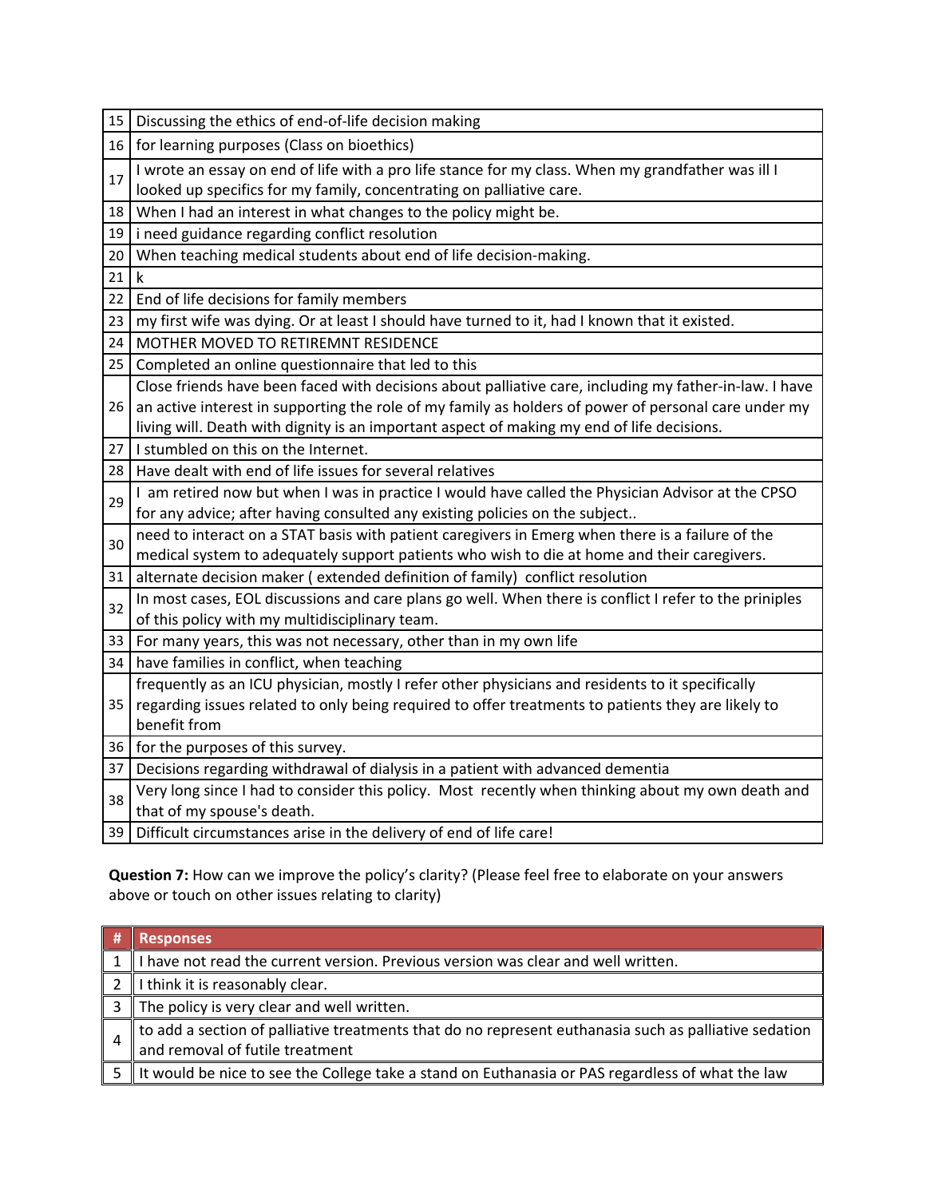| | |
|---|---|
| 15 | Discussing the ethics of end-of-life decision making |
| 16 | for learning purposes (Class on bioethics) |
| 17 | I wrote an essay on end of life with a pro life stance for my class. When my grandfather was ill I looked up specifics for my family, concentrating on palliative care. |
| 18 | When I had an interest in what changes to the policy might be. |
| 19 | i need guidance regarding conflict resolution |
| 20 | When teaching medical students about end of life decision-making. |
| 21 | k |
| 22 | End of life decisions for family members |
| 23 | my first wife was dying. Or at least I should have turned to it, had I known that it existed. |
| 24 | MOTHER MOVED TO RETIREMNT RESIDENCE |
| 25 | Completed an online questionnaire that led to this |
| 26 | Close friends have been faced with decisions about palliative care, including my father-in-law. I have an active interest in supporting the role of my family as holders of power of personal care under my living will. Death with dignity is an important aspect of making my end of life decisions. |
| 27 | I stumbled on this on the Internet. |
| 28 | Have dealt with end of life issues for several relatives |
| 29 | I am retired now but when I was in practice I would have called the Physician Advisor at the CPSO for any advice; after having consulted any existing policies on the subject.. |
| 30 | need to interact on a STAT basis with patient caregivers in Emerg when there is a failure of the medical system to adequately support patients who wish to die at home and their caregivers. |
| 31 | alternate decision maker ( extended definition of family) conflict resolution |
| 32 | In most cases, EOL discussions and care plans go well. When there is conflict I refer to the priniples of this policy with my multidisciplinary team. |
| 33 | For many years, this was not necessary, other than in my own life |
| 34 | have families in conflict, when teaching |
| 35 | frequently as an ICU physician, mostly I refer other physicians and residents to it specifically regarding issues related to only being required to offer treatments to patients they are likely to benefit from |
| 36 | for the purposes of this survey. |
| 37 | Decisions regarding withdrawal of dialysis in a patient with advanced dementia |
| 38 | Very long since I had to consider this policy. Most recently when thinking about my own death and that of my spouse's death. |
| 39 | Difficult circumstances arise in the delivery of end of life care! |

**Question 7:** How can we improve the policy's clarity? (Please feel free to elaborate on your answers above or touch on other issues relating to clarity)

| # | Responses |
|---|---|
| 1 | I have not read the current version. Previous version was clear and well written. |
| 2 | I think it is reasonably clear. |
| 3 | The policy is very clear and well written. |
| 4 | to add a section of palliative treatments that do no represent euthanasia such as palliative sedation and removal of futile treatment |
| 5 | It would be nice to see the College take a stand on Euthanasia or PAS regardless of what the law |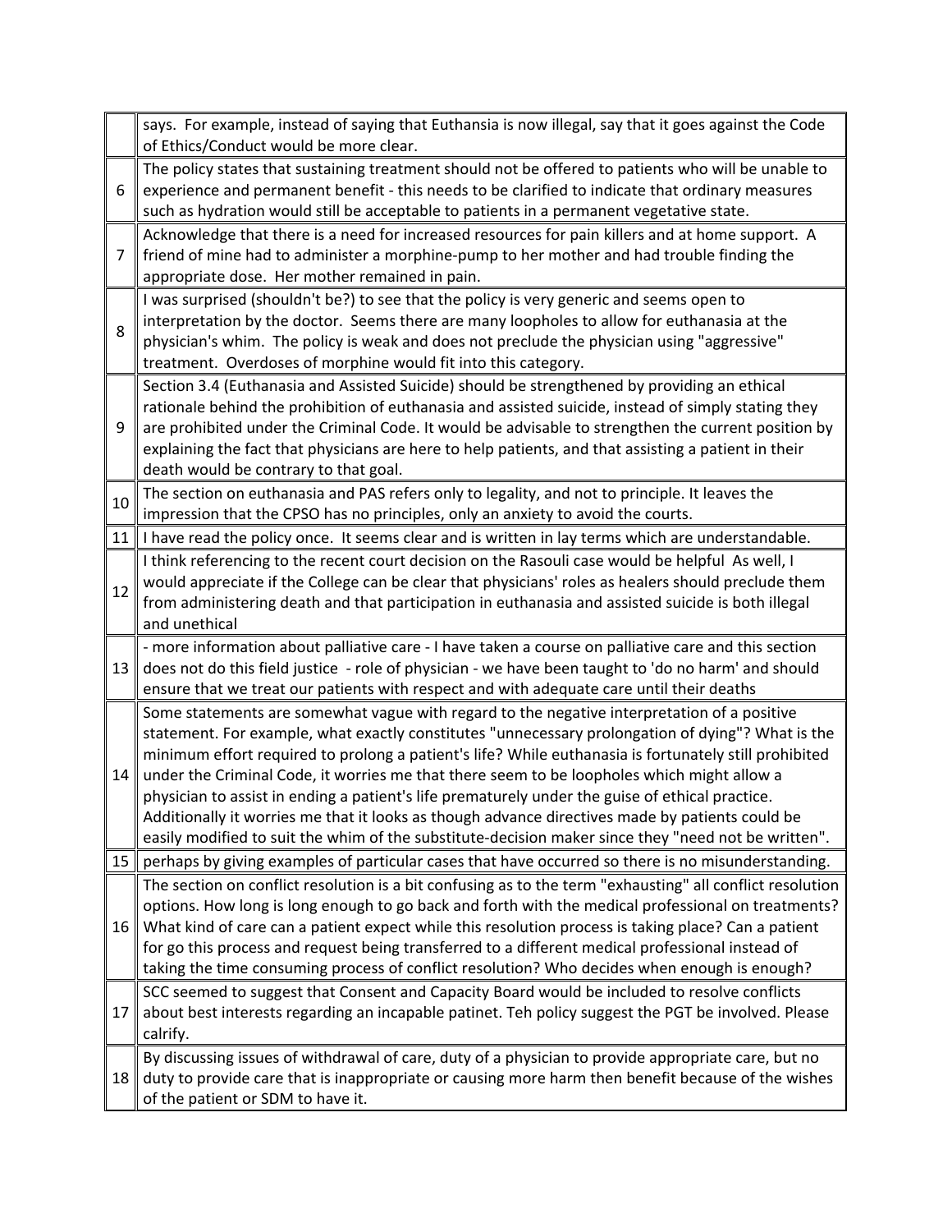| | |
|---|---|
| | says. For example, instead of saying that Euthansia is now illegal, say that it goes against the Code of Ethics/Conduct would be more clear. |
| 6 | The policy states that sustaining treatment should not be offered to patients who will be unable to experience and permanent benefit - this needs to be clarified to indicate that ordinary measures such as hydration would still be acceptable to patients in a permanent vegetative state. |
| 7 | Acknowledge that there is a need for increased resources for pain killers and at home support. A friend of mine had to administer a morphine-pump to her mother and had trouble finding the appropriate dose. Her mother remained in pain. |
| 8 | I was surprised (shouldn't be?) to see that the policy is very generic and seems open to interpretation by the doctor. Seems there are many loopholes to allow for euthanasia at the physician's whim. The policy is weak and does not preclude the physician using "aggressive" treatment. Overdoses of morphine would fit into this category. |
| 9 | Section 3.4 (Euthanasia and Assisted Suicide) should be strengthened by providing an ethical rationale behind the prohibition of euthanasia and assisted suicide, instead of simply stating they are prohibited under the Criminal Code. It would be advisable to strengthen the current position by explaining the fact that physicians are here to help patients, and that assisting a patient in their death would be contrary to that goal. |
| 10 | The section on euthanasia and PAS refers only to legality, and not to principle. It leaves the impression that the CPSO has no principles, only an anxiety to avoid the courts. |
| 11 | I have read the policy once. It seems clear and is written in lay terms which are understandable. |
| 12 | I think referencing to the recent court decision on the Rasouli case would be helpful As well, I would appreciate if the College can be clear that physicians' roles as healers should preclude them from administering death and that participation in euthanasia and assisted suicide is both illegal and unethical |
| 13 | - more information about palliative care - I have taken a course on palliative care and this section does not do this field justice - role of physician - we have been taught to 'do no harm' and should ensure that we treat our patients with respect and with adequate care until their deaths |
| 14 | Some statements are somewhat vague with regard to the negative interpretation of a positive statement. For example, what exactly constitutes "unnecessary prolongation of dying"? What is the minimum effort required to prolong a patient's life? While euthanasia is fortunately still prohibited under the Criminal Code, it worries me that there seem to be loopholes which might allow a physician to assist in ending a patient's life prematurely under the guise of ethical practice. Additionally it worries me that it looks as though advance directives made by patients could be easily modified to suit the whim of the substitute-decision maker since they "need not be written". |
| 15 | perhaps by giving examples of particular cases that have occurred so there is no misunderstanding. |
| 16 | The section on conflict resolution is a bit confusing as to the term "exhausting" all conflict resolution options. How long is long enough to go back and forth with the medical professional on treatments? What kind of care can a patient expect while this resolution process is taking place? Can a patient for go this process and request being transferred to a different medical professional instead of taking the time consuming process of conflict resolution? Who decides when enough is enough? |
| 17 | SCC seemed to suggest that Consent and Capacity Board would be included to resolve conflicts about best interests regarding an incapable patinet. Teh policy suggest the PGT be involved. Please calrify. |
| 18 | By discussing issues of withdrawal of care, duty of a physician to provide appropriate care, but no duty to provide care that is inappropriate or causing more harm then benefit because of the wishes of the patient or SDM to have it. |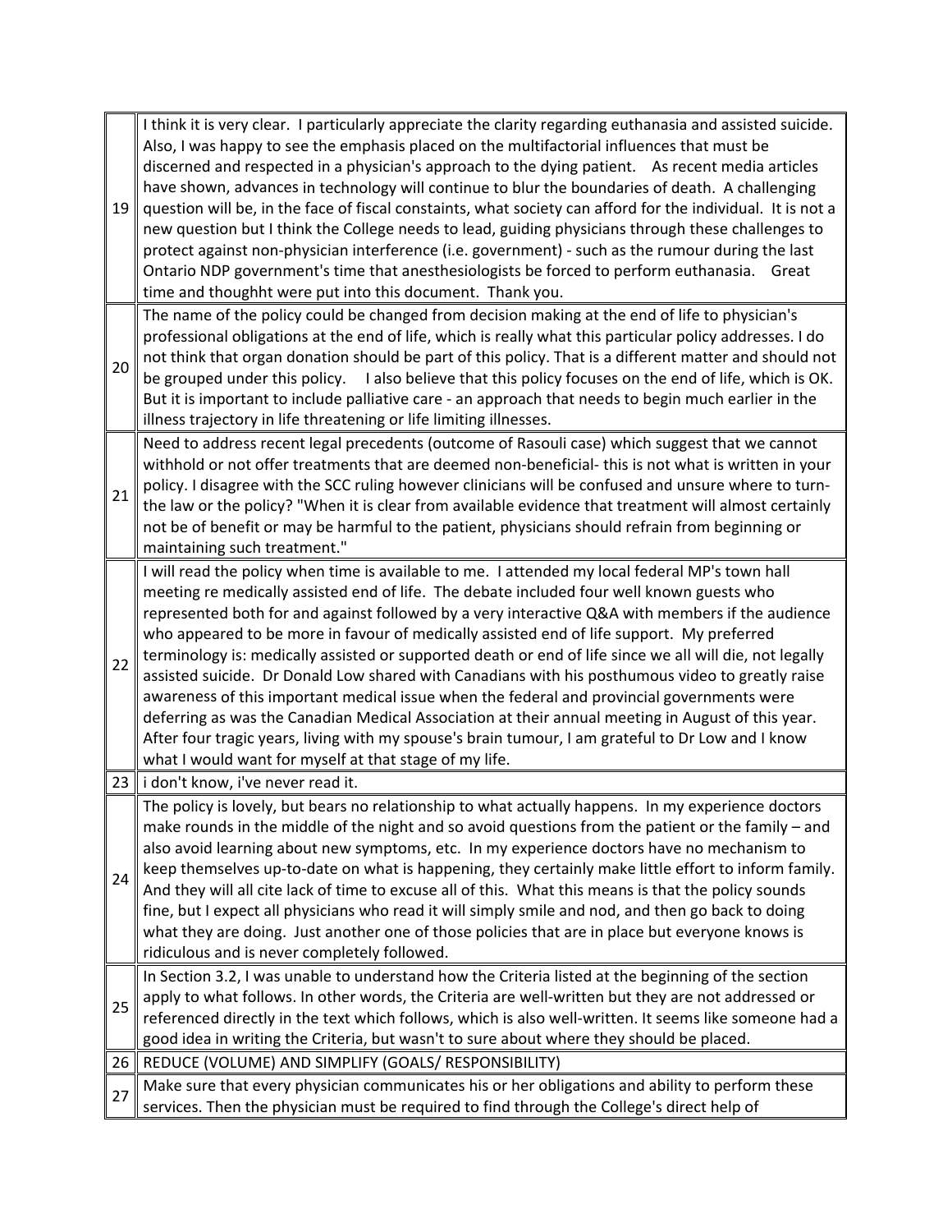| | |
|---|---|
| 19 | I think it is very clear. I particularly appreciate the clarity regarding euthanasia and assisted suicide. Also, I was happy to see the emphasis placed on the multifactorial influences that must be discerned and respected in a physician's approach to the dying patient. As recent media articles have shown, advances in technology will continue to blur the boundaries of death. A challenging question will be, in the face of fiscal constaints, what society can afford for the individual. It is not a new question but I think the College needs to lead, guiding physicians through these challenges to protect against non-physician interference (i.e. government) - such as the rumour during the last Ontario NDP government's time that anesthesiologists be forced to perform euthanasia. Great time and thoughht were put into this document. Thank you. |
| 20 | The name of the policy could be changed from decision making at the end of life to physician's professional obligations at the end of life, which is really what this particular policy addresses. I do not think that organ donation should be part of this policy. That is a different matter and should not be grouped under this policy. I also believe that this policy focuses on the end of life, which is OK. But it is important to include palliative care - an approach that needs to begin much earlier in the illness trajectory in life threatening or life limiting illnesses. |
| 21 | Need to address recent legal precedents (outcome of Rasouli case) which suggest that we cannot withhold or not offer treatments that are deemed non-beneficial- this is not what is written in your policy. I disagree with the SCC ruling however clinicians will be confused and unsure where to turn- the law or the policy? "When it is clear from available evidence that treatment will almost certainly not be of benefit or may be harmful to the patient, physicians should refrain from beginning or maintaining such treatment." |
| 22 | I will read the policy when time is available to me. I attended my local federal MP's town hall meeting re medically assisted end of life. The debate included four well known guests who represented both for and against followed by a very interactive Q&A with members if the audience who appeared to be more in favour of medically assisted end of life support. My preferred terminology is: medically assisted or supported death or end of life since we all will die, not legally assisted suicide. Dr Donald Low shared with Canadians with his posthumous video to greatly raise awareness of this important medical issue when the federal and provincial governments were deferring as was the Canadian Medical Association at their annual meeting in August of this year. After four tragic years, living with my spouse's brain tumour, I am grateful to Dr Low and I know what I would want for myself at that stage of my life. |
| 23 | i don't know, i've never read it. |
| 24 | The policy is lovely, but bears no relationship to what actually happens. In my experience doctors make rounds in the middle of the night and so avoid questions from the patient or the family – and also avoid learning about new symptoms, etc. In my experience doctors have no mechanism to keep themselves up-to-date on what is happening, they certainly make little effort to inform family. And they will all cite lack of time to excuse all of this. What this means is that the policy sounds fine, but I expect all physicians who read it will simply smile and nod, and then go back to doing what they are doing. Just another one of those policies that are in place but everyone knows is ridiculous and is never completely followed. |
| 25 | In Section 3.2, I was unable to understand how the Criteria listed at the beginning of the section apply to what follows. In other words, the Criteria are well-written but they are not addressed or referenced directly in the text which follows, which is also well-written. It seems like someone had a good idea in writing the Criteria, but wasn't to sure about where they should be placed. |
| 26 | REDUCE (VOLUME) AND SIMPLIFY (GOALS/ RESPONSIBILITY) |
| 27 | Make sure that every physician communicates his or her obligations and ability to perform these services. Then the physician must be required to find through the College's direct help of |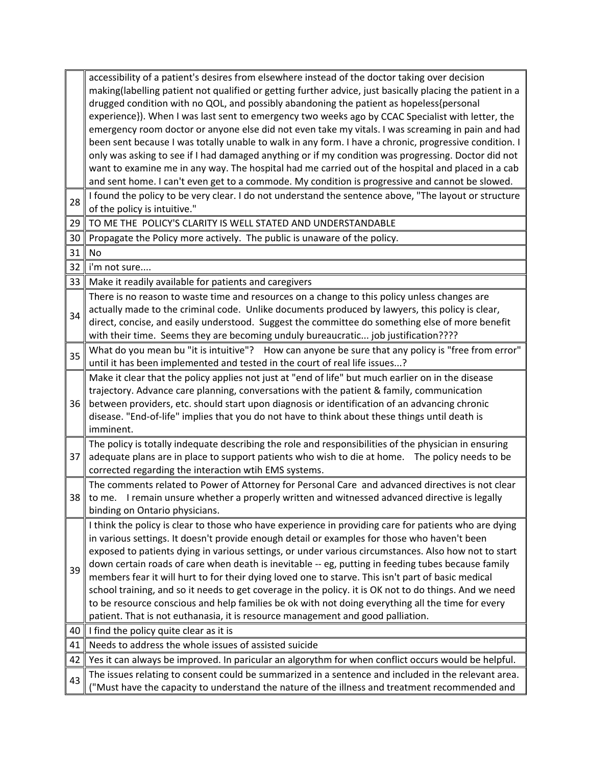| | |
|---|---|
| | accessibility of a patient's desires from elsewhere instead of the doctor taking over decision making(labelling patient not qualified or getting further advice, just basically placing the patient in a drugged condition with no QOL, and possibly abandoning the patient as hopeless{personal experience}). When I was last sent to emergency two weeks ago by CCAC Specialist with letter, the emergency room doctor or anyone else did not even take my vitals. I was screaming in pain and had been sent because I was totally unable to walk in any form. I have a chronic, progressive condition. I only was asking to see if I had damaged anything or if my condition was progressing. Doctor did not want to examine me in any way. The hospital had me carried out of the hospital and placed in a cab and sent home. I can't even get to a commode. My condition is progressive and cannot be slowed. |
| 28 | I found the policy to be very clear. I do not understand the sentence above, "The layout or structure of the policy is intuitive." |
| 29 | TO ME THE POLICY'S CLARITY IS WELL STATED AND UNDERSTANDABLE |
| 30 | Propagate the Policy more actively. The public is unaware of the policy. |
| 31 | No |
| 32 | i'm not sure.... |
| 33 | Make it readily available for patients and caregivers |
| 34 | There is no reason to waste time and resources on a change to this policy unless changes are actually made to the criminal code. Unlike documents produced by lawyers, this policy is clear, direct, concise, and easily understood. Suggest the committee do something else of more benefit with their time. Seems they are becoming unduly bureaucratic... job justification???? |
| 35 | What do you mean bu "it is intuitive"? How can anyone be sure that any policy is "free from error" until it has been implemented and tested in the court of real life issues...? |
| 36 | Make it clear that the policy applies not just at "end of life" but much earlier on in the disease trajectory. Advance care planning, conversations with the patient & family, communication between providers, etc. should start upon diagnosis or identification of an advancing chronic disease. "End-of-life" implies that you do not have to think about these things until death is imminent. |
| 37 | The policy is totally indequate describing the role and responsibilities of the physician in ensuring adequate plans are in place to support patients who wish to die at home. The policy needs to be corrected regarding the interaction wtih EMS systems. |
| 38 | The comments related to Power of Attorney for Personal Care and advanced directives is not clear to me. I remain unsure whether a properly written and witnessed advanced directive is legally binding on Ontario physicians. |
| 39 | I think the policy is clear to those who have experience in providing care for patients who are dying in various settings. It doesn't provide enough detail or examples for those who haven't been exposed to patients dying in various settings, or under various circumstances. Also how not to start down certain roads of care when death is inevitable -- eg, putting in feeding tubes because family members fear it will hurt to for their dying loved one to starve. This isn't part of basic medical school training, and so it needs to get coverage in the policy. it is OK not to do things. And we need to be resource conscious and help families be ok with not doing everything all the time for every patient. That is not euthanasia, it is resource management and good palliation. |
| 40 | I find the policy quite clear as it is |
| 41 | Needs to address the whole issues of assisted suicide |
| 42 | Yes it can always be improved. In paricular an algorythm for when conflict occurs would be helpful. |
| 43 | The issues relating to consent could be summarized in a sentence and included in the relevant area. ("Must have the capacity to understand the nature of the illness and treatment recommended and |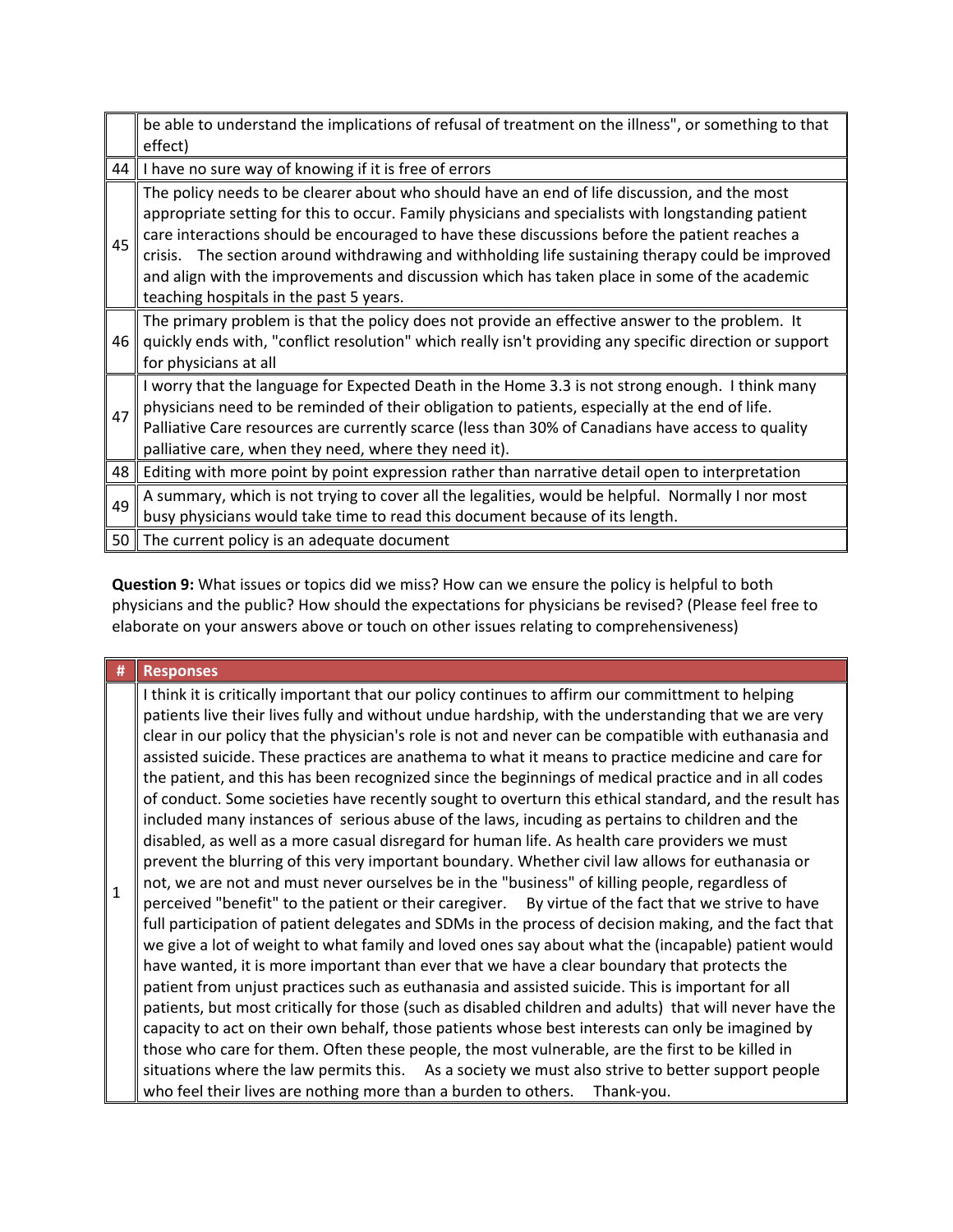| | |
|---|---|
| | be able to understand the implications of refusal of treatment on the illness", or something to that effect) |
| 44 | I have no sure way of knowing if it is free of errors |
| 45 | The policy needs to be clearer about who should have an end of life discussion, and the most appropriate setting for this to occur. Family physicians and specialists with longstanding patient care interactions should be encouraged to have these discussions before the patient reaches a crisis. The section around withdrawing and withholding life sustaining therapy could be improved and align with the improvements and discussion which has taken place in some of the academic teaching hospitals in the past 5 years. |
| 46 | The primary problem is that the policy does not provide an effective answer to the problem. It quickly ends with, "conflict resolution" which really isn't providing any specific direction or support for physicians at all |
| 47 | I worry that the language for Expected Death in the Home 3.3 is not strong enough. I think many physicians need to be reminded of their obligation to patients, especially at the end of life. Palliative Care resources are currently scarce (less than 30% of Canadians have access to quality palliative care, when they need, where they need it). |
| 48 | Editing with more point by point expression rather than narrative detail open to interpretation |
| 49 | A summary, which is not trying to cover all the legalities, would be helpful. Normally I nor most busy physicians would take time to read this document because of its length. |
| 50 | The current policy is an adequate document |

**Question 9:** What issues or topics did we miss? How can we ensure the policy is helpful to both physicians and the public? How should the expectations for physicians be revised? (Please feel free to elaborate on your answers above or touch on other issues relating to comprehensiveness)

| # | Responses |
|---|---|
| 1 | I think it is critically important that our policy continues to affirm our committment to helping patients live their lives fully and without undue hardship, with the understanding that we are very clear in our policy that the physician's role is not and never can be compatible with euthanasia and assisted suicide. These practices are anathema to what it means to practice medicine and care for the patient, and this has been recognized since the beginnings of medical practice and in all codes of conduct. Some societies have recently sought to overturn this ethical standard, and the result has included many instances of serious abuse of the laws, incuding as pertains to children and the disabled, as well as a more casual disregard for human life. As health care providers we must prevent the blurring of this very important boundary. Whether civil law allows for euthanasia or not, we are not and must never ourselves be in the "business" of killing people, regardless of perceived "benefit" to the patient or their caregiver. By virtue of the fact that we strive to have full participation of patient delegates and SDMs in the process of decision making, and the fact that we give a lot of weight to what family and loved ones say about what the (incapable) patient would have wanted, it is more important than ever that we have a clear boundary that protects the patient from unjust practices such as euthanasia and assisted suicide. This is important for all patients, but most critically for those (such as disabled children and adults) that will never have the capacity to act on their own behalf, those patients whose best interests can only be imagined by those who care for them. Often these people, the most vulnerable, are the first to be killed in situations where the law permits this. As a society we must also strive to better support people who feel their lives are nothing more than a burden to others. Thank-you. |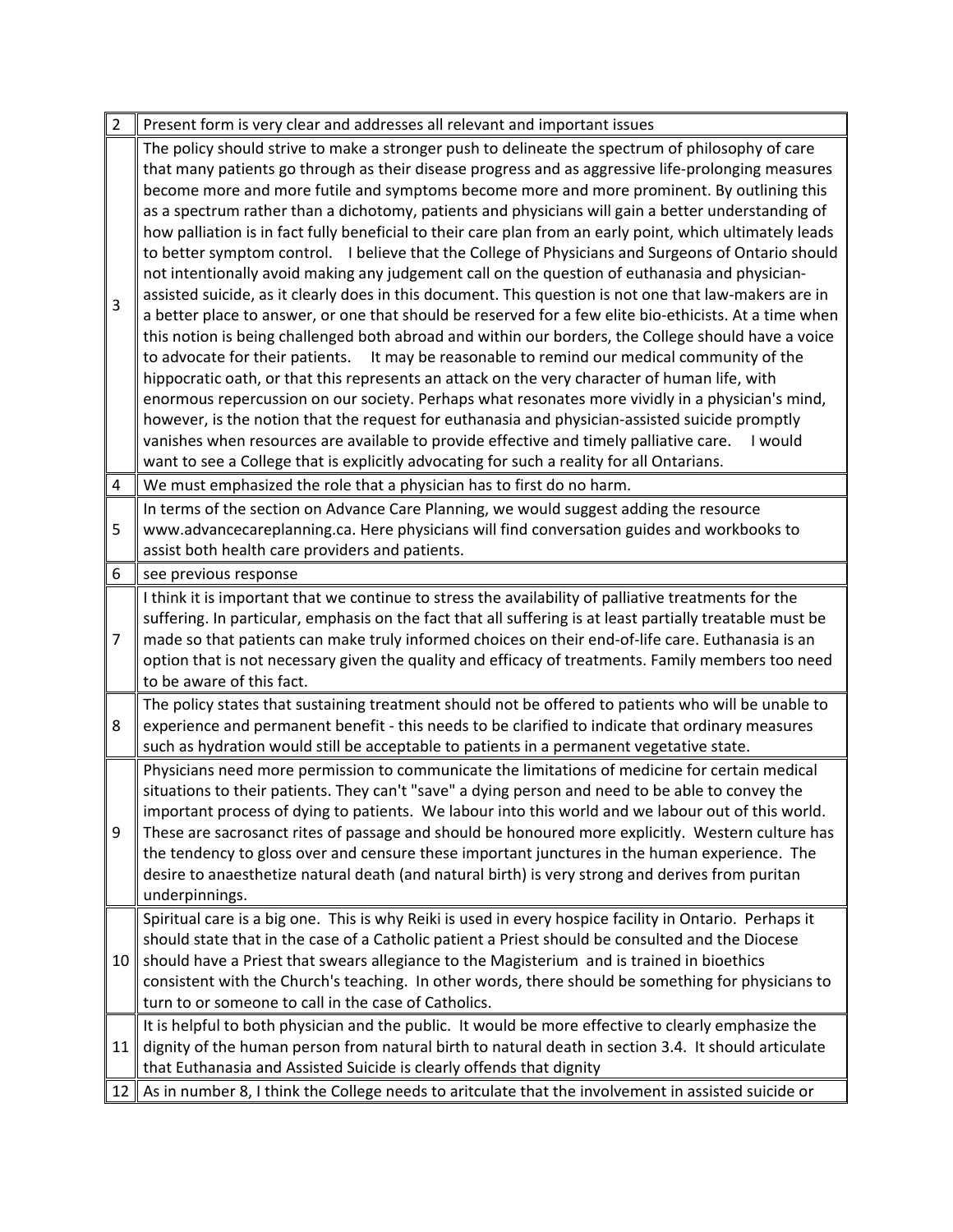| | |
|---|---|
| 2 | Present form is very clear and addresses all relevant and important issues |
| 3 | The policy should strive to make a stronger push to delineate the spectrum of philosophy of care that many patients go through as their disease progress and as aggressive life-prolonging measures become more and more futile and symptoms become more and more prominent. By outlining this as a spectrum rather than a dichotomy, patients and physicians will gain a better understanding of how palliation is in fact fully beneficial to their care plan from an early point, which ultimately leads to better symptom control. I believe that the College of Physicians and Surgeons of Ontario should not intentionally avoid making any judgement call on the question of euthanasia and physician-assisted suicide, as it clearly does in this document. This question is not one that law-makers are in a better place to answer, or one that should be reserved for a few elite bio-ethicists. At a time when this notion is being challenged both abroad and within our borders, the College should have a voice to advocate for their patients. It may be reasonable to remind our medical community of the hippocratic oath, or that this represents an attack on the very character of human life, with enormous repercussion on our society. Perhaps what resonates more vividly in a physician's mind, however, is the notion that the request for euthanasia and physician-assisted suicide promptly vanishes when resources are available to provide effective and timely palliative care. I would want to see a College that is explicitly advocating for such a reality for all Ontarians. |
| 4 | We must emphasized the role that a physician has to first do no harm. |
| 5 | In terms of the section on Advance Care Planning, we would suggest adding the resource www.advancecareplanning.ca. Here physicians will find conversation guides and workbooks to assist both health care providers and patients. |
| 6 | see previous response |
| 7 | I think it is important that we continue to stress the availability of palliative treatments for the suffering. In particular, emphasis on the fact that all suffering is at least partially treatable must be made so that patients can make truly informed choices on their end-of-life care. Euthanasia is an option that is not necessary given the quality and efficacy of treatments. Family members too need to be aware of this fact. |
| 8 | The policy states that sustaining treatment should not be offered to patients who will be unable to experience and permanent benefit - this needs to be clarified to indicate that ordinary measures such as hydration would still be acceptable to patients in a permanent vegetative state. |
| 9 | Physicians need more permission to communicate the limitations of medicine for certain medical situations to their patients. They can't "save" a dying person and need to be able to convey the important process of dying to patients. We labour into this world and we labour out of this world. These are sacrosanct rites of passage and should be honoured more explicitly. Western culture has the tendency to gloss over and censure these important junctures in the human experience. The desire to anaesthetize natural death (and natural birth) is very strong and derives from puritan underpinnings. |
| 10 | Spiritual care is a big one. This is why Reiki is used in every hospice facility in Ontario. Perhaps it should state that in the case of a Catholic patient a Priest should be consulted and the Diocese should have a Priest that swears allegiance to the Magisterium and is trained in bioethics consistent with the Church's teaching. In other words, there should be something for physicians to turn to or someone to call in the case of Catholics. |
| 11 | It is helpful to both physician and the public. It would be more effective to clearly emphasize the dignity of the human person from natural birth to natural death in section 3.4. It should articulate that Euthanasia and Assisted Suicide is clearly offends that dignity |
| 12 | As in number 8, I think the College needs to aritculate that the involvement in assisted suicide or |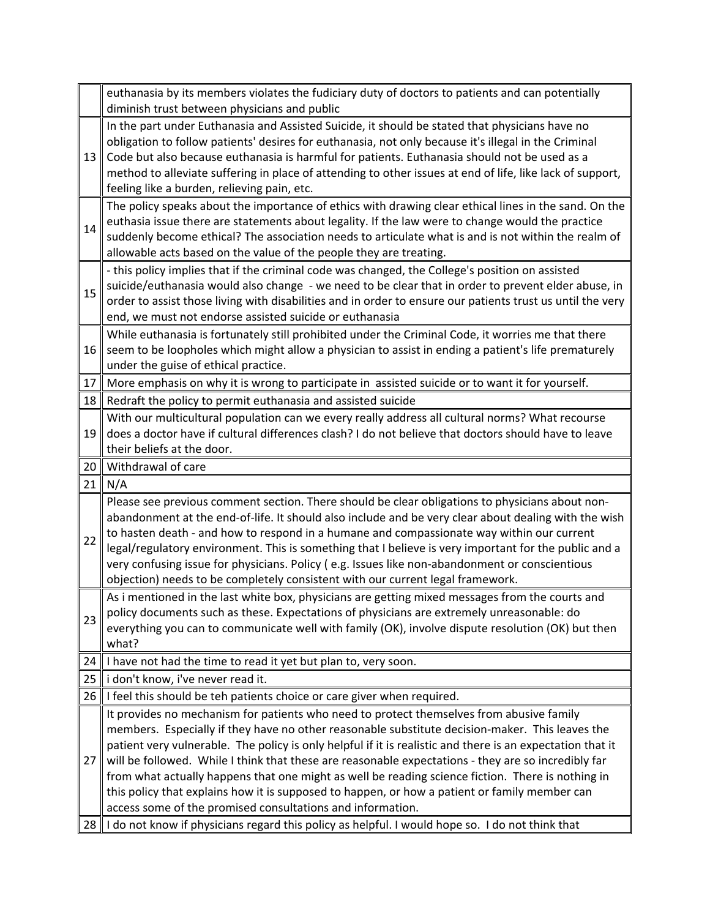| | |
|---|---|
| | euthanasia by its members violates the fiduciary duty of doctors to patients and can potentially diminish trust between physicians and public |
| 13 | In the part under Euthanasia and Assisted Suicide, it should be stated that physicians have no obligation to follow patients' desires for euthanasia, not only because it's illegal in the Criminal Code but also because euthanasia is harmful for patients. Euthanasia should not be used as a method to alleviate suffering in place of attending to other issues at end of life, like lack of support, feeling like a burden, relieving pain, etc. |
| 14 | The policy speaks about the importance of ethics with drawing clear ethical lines in the sand. On the euthasia issue there are statements about legality. If the law were to change would the practice suddenly become ethical? The association needs to articulate what is and is not within the realm of allowable acts based on the value of the people they are treating. |
| 15 | - this policy implies that if the criminal code was changed, the College's position on assisted suicide/euthanasia would also change - we need to be clear that in order to prevent elder abuse, in order to assist those living with disabilities and in order to ensure our patients trust us until the very end, we must not endorse assisted suicide or euthanasia |
| 16 | While euthanasia is fortunately still prohibited under the Criminal Code, it worries me that there seem to be loopholes which might allow a physician to assist in ending a patient's life prematurely under the guise of ethical practice. |
| 17 | More emphasis on why it is wrong to participate in assisted suicide or to want it for yourself. |
| 18 | Redraft the policy to permit euthanasia and assisted suicide |
| 19 | With our multicultural population can we every really address all cultural norms? What recourse does a doctor have if cultural differences clash? I do not believe that doctors should have to leave their beliefs at the door. |
| 20 | Withdrawal of care |
| 21 | N/A |
| 22 | Please see previous comment section. There should be clear obligations to physicians about non-abandonment at the end-of-life. It should also include and be very clear about dealing with the wish to hasten death - and how to respond in a humane and compassionate way within our current legal/regulatory environment. This is something that I believe is very important for the public and a very confusing issue for physicians. Policy ( e.g. Issues like non-abandonment or conscientious objection) needs to be completely consistent with our current legal framework. |
| 23 | As i mentioned in the last white box, physicians are getting mixed messages from the courts and policy documents such as these. Expectations of physicians are extremely unreasonable: do everything you can to communicate well with family (OK), involve dispute resolution (OK) but then what? |
| 24 | I have not had the time to read it yet but plan to, very soon. |
| 25 | i don't know, i've never read it. |
| 26 | I feel this should be teh patients choice or care giver when required. |
| 27 | It provides no mechanism for patients who need to protect themselves from abusive family members. Especially if they have no other reasonable substitute decision-maker. This leaves the patient very vulnerable. The policy is only helpful if it is realistic and there is an expectation that it will be followed. While I think that these are reasonable expectations - they are so incredibly far from what actually happens that one might as well be reading science fiction. There is nothing in this policy that explains how it is supposed to happen, or how a patient or family member can access some of the promised consultations and information. |
| 28 | I do not know if physicians regard this policy as helpful. I would hope so. I do not think that |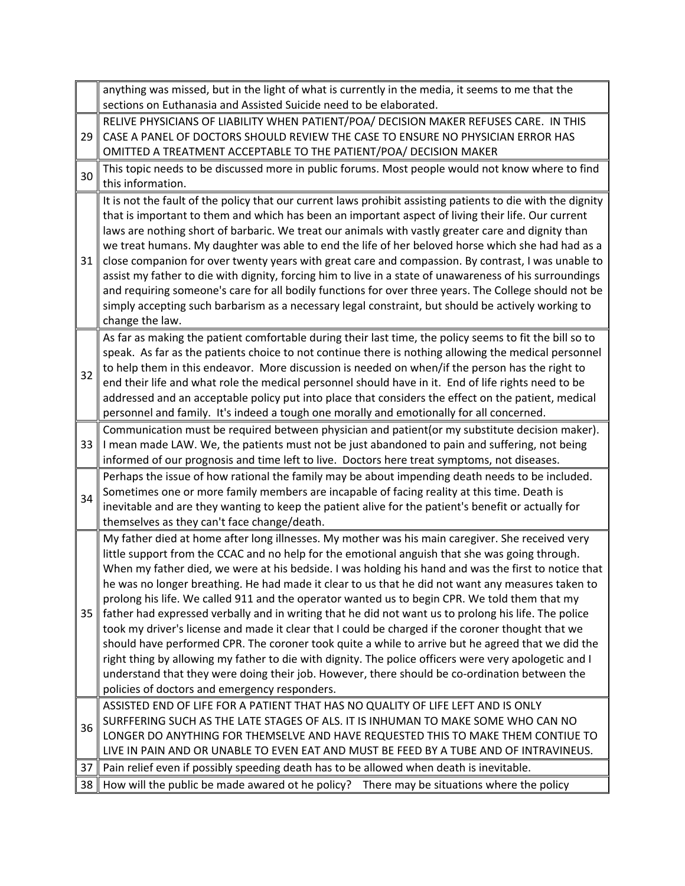| | |
|---|---|
| | anything was missed, but in the light of what is currently in the media, it seems to me that the sections on Euthanasia and Assisted Suicide need to be elaborated. |
| 29 | RELIVE PHYSICIANS OF LIABILITY WHEN PATIENT/POA/ DECISION MAKER REFUSES CARE. IN THIS CASE A PANEL OF DOCTORS SHOULD REVIEW THE CASE TO ENSURE NO PHYSICIAN ERROR HAS OMITTED A TREATMENT ACCEPTABLE TO THE PATIENT/POA/ DECISION MAKER |
| 30 | This topic needs to be discussed more in public forums. Most people would not know where to find this information. |
| 31 | It is not the fault of the policy that our current laws prohibit assisting patients to die with the dignity that is important to them and which has been an important aspect of living their life. Our current laws are nothing short of barbaric. We treat our animals with vastly greater care and dignity than we treat humans. My daughter was able to end the life of her beloved horse which she had had as a close companion for over twenty years with great care and compassion. By contrast, I was unable to assist my father to die with dignity, forcing him to live in a state of unawareness of his surroundings and requiring someone's care for all bodily functions for over three years. The College should not be simply accepting such barbarism as a necessary legal constraint, but should be actively working to change the law. |
| 32 | As far as making the patient comfortable during their last time, the policy seems to fit the bill so to speak. As far as the patients choice to not continue there is nothing allowing the medical personnel to help them in this endeavor. More discussion is needed on when/if the person has the right to end their life and what role the medical personnel should have in it. End of life rights need to be addressed and an acceptable policy put into place that considers the effect on the patient, medical personnel and family. It's indeed a tough one morally and emotionally for all concerned. |
| 33 | Communication must be required between physician and patient(or my substitute decision maker). I mean made LAW. We, the patients must not be just abandoned to pain and suffering, not being informed of our prognosis and time left to live. Doctors here treat symptoms, not diseases. |
| 34 | Perhaps the issue of how rational the family may be about impending death needs to be included. Sometimes one or more family members are incapable of facing reality at this time. Death is inevitable and are they wanting to keep the patient alive for the patient's benefit or actually for themselves as they can't face change/death. |
| 35 | My father died at home after long illnesses. My mother was his main caregiver. She received very little support from the CCAC and no help for the emotional anguish that she was going through. When my father died, we were at his bedside. I was holding his hand and was the first to notice that he was no longer breathing. He had made it clear to us that he did not want any measures taken to prolong his life. We called 911 and the operator wanted us to begin CPR. We told them that my father had expressed verbally and in writing that he did not want us to prolong his life. The police took my driver's license and made it clear that I could be charged if the coroner thought that we should have performed CPR. The coroner took quite a while to arrive but he agreed that we did the right thing by allowing my father to die with dignity. The police officers were very apologetic and I understand that they were doing their job. However, there should be co-ordination between the policies of doctors and emergency responders. |
| 36 | ASSISTED END OF LIFE FOR A PATIENT THAT HAS NO QUALITY OF LIFE LEFT AND IS ONLY SURFFERING SUCH AS THE LATE STAGES OF ALS. IT IS INHUMAN TO MAKE SOME WHO CAN NO LONGER DO ANYTHING FOR THEMSELVE AND HAVE REQUESTED THIS TO MAKE THEM CONTIUE TO LIVE IN PAIN AND OR UNABLE TO EVEN EAT AND MUST BE FEED BY A TUBE AND OF INTRAVINEUS. |
| 37 | Pain relief even if possibly speeding death has to be allowed when death is inevitable. |
| 38 | How will the public be made awared ot he policy? There may be situations where the policy |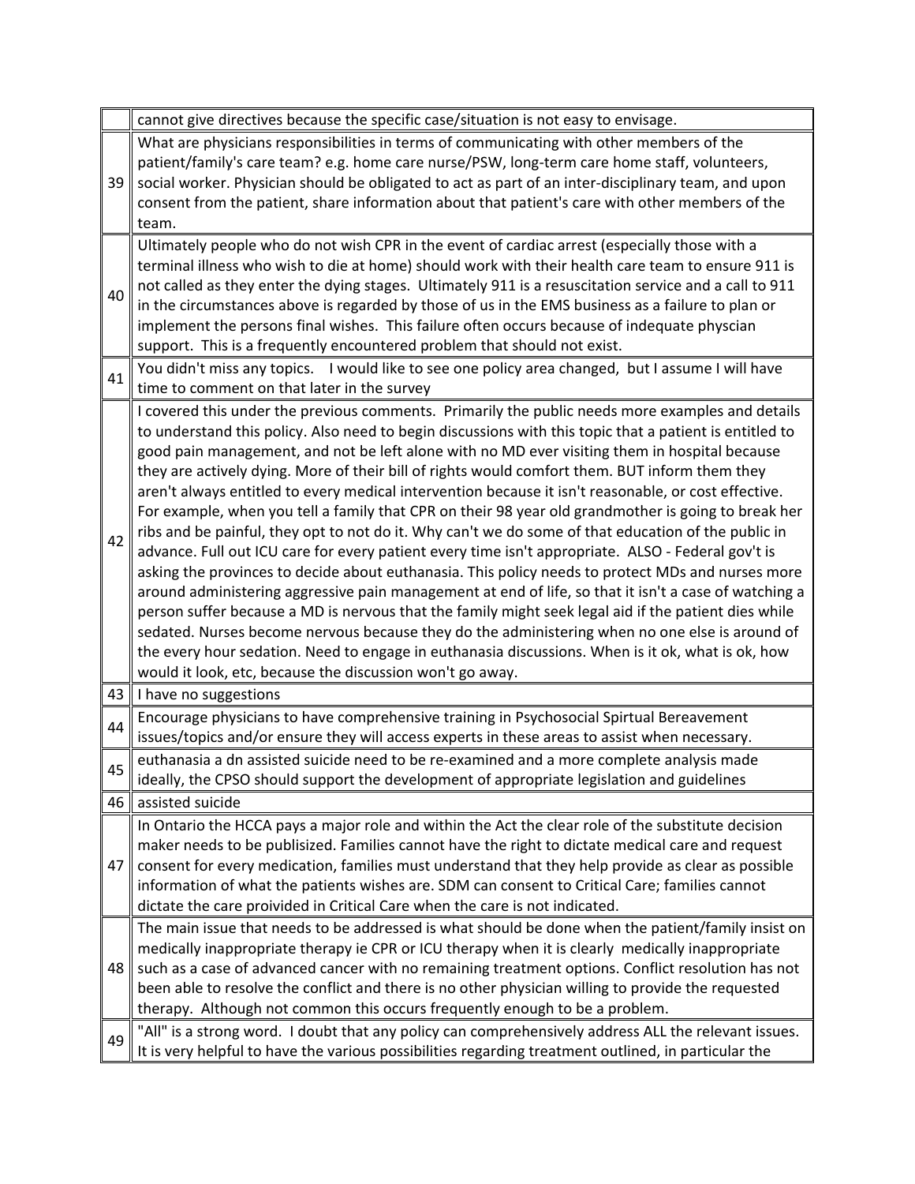| | |
|---|---|
| | cannot give directives because the specific case/situation is not easy to envisage. |
| 39 | What are physicians responsibilities in terms of communicating with other members of the patient/family's care team? e.g. home care nurse/PSW, long-term care home staff, volunteers, social worker. Physician should be obligated to act as part of an inter-disciplinary team, and upon consent from the patient, share information about that patient's care with other members of the team. |
| 40 | Ultimately people who do not wish CPR in the event of cardiac arrest (especially those with a terminal illness who wish to die at home) should work with their health care team to ensure 911 is not called as they enter the dying stages. Ultimately 911 is a resuscitation service and a call to 911 in the circumstances above is regarded by those of us in the EMS business as a failure to plan or implement the persons final wishes. This failure often occurs because of indequate physcian support. This is a frequently encountered problem that should not exist. |
| 41 | You didn't miss any topics. I would like to see one policy area changed, but I assume I will have time to comment on that later in the survey |
| 42 | I covered this under the previous comments. Primarily the public needs more examples and details to understand this policy. Also need to begin discussions with this topic that a patient is entitled to good pain management, and not be left alone with no MD ever visiting them in hospital because they are actively dying. More of their bill of rights would comfort them. BUT inform them they aren't always entitled to every medical intervention because it isn't reasonable, or cost effective. For example, when you tell a family that CPR on their 98 year old grandmother is going to break her ribs and be painful, they opt to not do it. Why can't we do some of that education of the public in advance. Full out ICU care for every patient every time isn't appropriate. ALSO - Federal gov't is asking the provinces to decide about euthanasia. This policy needs to protect MDs and nurses more around administering aggressive pain management at end of life, so that it isn't a case of watching a person suffer because a MD is nervous that the family might seek legal aid if the patient dies while sedated. Nurses become nervous because they do the administering when no one else is around of the every hour sedation. Need to engage in euthanasia discussions. When is it ok, what is ok, how would it look, etc, because the discussion won't go away. |
| 43 | I have no suggestions |
| 44 | Encourage physicians to have comprehensive training in Psychosocial Spirtual Bereavement issues/topics and/or ensure they will access experts in these areas to assist when necessary. |
| 45 | euthanasia a dn assisted suicide need to be re-examined and a more complete analysis made ideally, the CPSO should support the development of appropriate legislation and guidelines |
| 46 | assisted suicide |
| 47 | In Ontario the HCCA pays a major role and within the Act the clear role of the substitute decision maker needs to be publisized. Families cannot have the right to dictate medical care and request consent for every medication, families must understand that they help provide as clear as possible information of what the patients wishes are. SDM can consent to Critical Care; families cannot dictate the care proivided in Critical Care when the care is not indicated. |
| 48 | The main issue that needs to be addressed is what should be done when the patient/family insist on medically inappropriate therapy ie CPR or ICU therapy when it is clearly medically inappropriate such as a case of advanced cancer with no remaining treatment options. Conflict resolution has not been able to resolve the conflict and there is no other physician willing to provide the requested therapy. Although not common this occurs frequently enough to be a problem. |
| 49 | "All" is a strong word. I doubt that any policy can comprehensively address ALL the relevant issues. It is very helpful to have the various possibilities regarding treatment outlined, in particular the |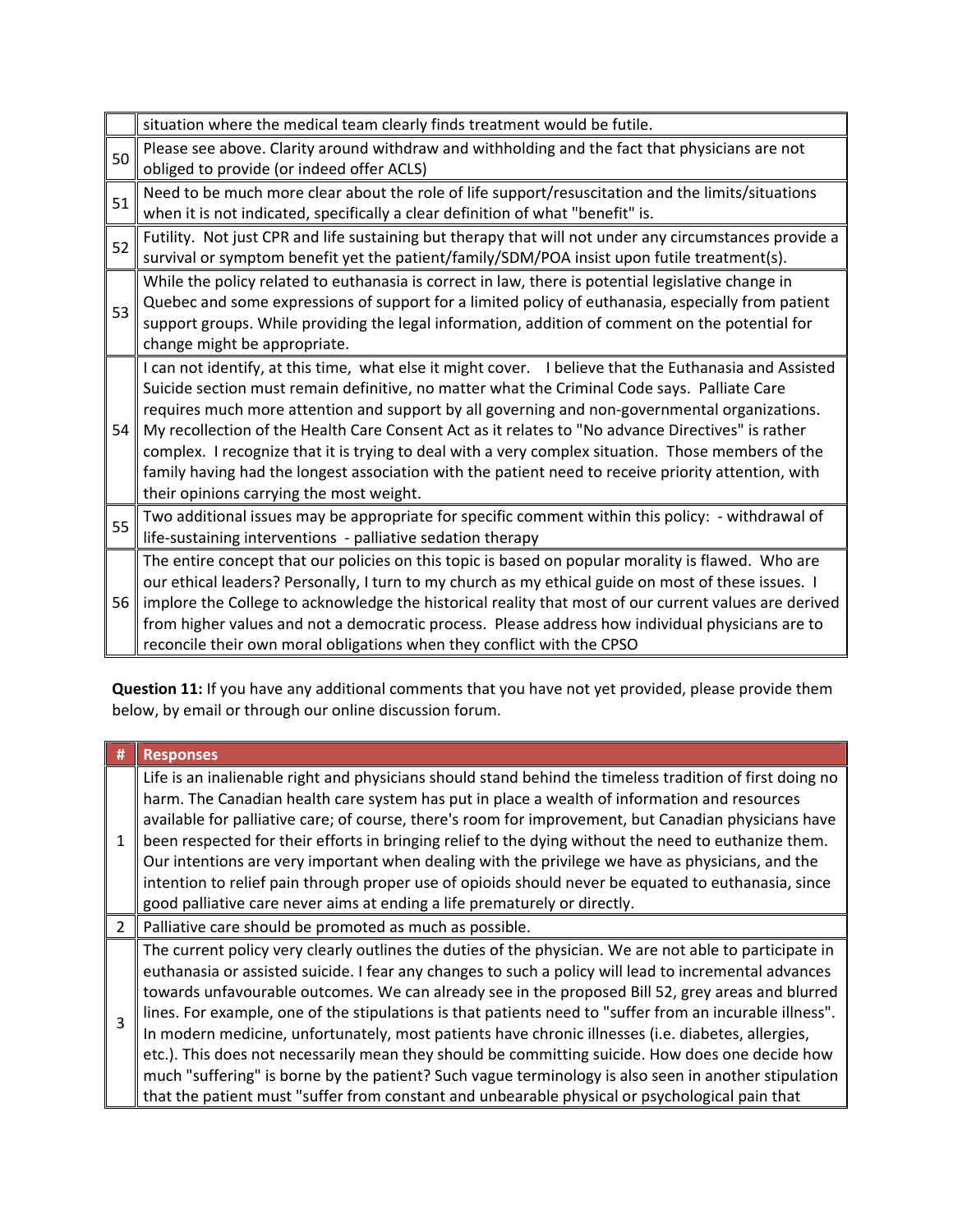| | |
|---|---|
| | situation where the medical team clearly finds treatment would be futile. |
| 50 | Please see above. Clarity around withdraw and withholding and the fact that physicians are not obliged to provide (or indeed offer ACLS) |
| 51 | Need to be much more clear about the role of life support/resuscitation and the limits/situations when it is not indicated, specifically a clear definition of what "benefit" is. |
| 52 | Futility. Not just CPR and life sustaining but therapy that will not under any circumstances provide a survival or symptom benefit yet the patient/family/SDM/POA insist upon futile treatment(s). |
| 53 | While the policy related to euthanasia is correct in law, there is potential legislative change in Quebec and some expressions of support for a limited policy of euthanasia, especially from patient support groups. While providing the legal information, addition of comment on the potential for change might be appropriate. |
| 54 | I can not identify, at this time, what else it might cover. I believe that the Euthanasia and Assisted Suicide section must remain definitive, no matter what the Criminal Code says. Palliate Care requires much more attention and support by all governing and non-governmental organizations. My recollection of the Health Care Consent Act as it relates to "No advance Directives" is rather complex. I recognize that it is trying to deal with a very complex situation. Those members of the family having had the longest association with the patient need to receive priority attention, with their opinions carrying the most weight. |
| 55 | Two additional issues may be appropriate for specific comment within this policy: - withdrawal of life-sustaining interventions - palliative sedation therapy |
| 56 | The entire concept that our policies on this topic is based on popular morality is flawed. Who are our ethical leaders? Personally, I turn to my church as my ethical guide on most of these issues. I implore the College to acknowledge the historical reality that most of our current values are derived from higher values and not a democratic process. Please address how individual physicians are to reconcile their own moral obligations when they conflict with the CPSO |

**Question 11:** If you have any additional comments that you have not yet provided, please provide them below, by email or through our online discussion forum.

| # | Responses |
|---|---|
| 1 | Life is an inalienable right and physicians should stand behind the timeless tradition of first doing no harm. The Canadian health care system has put in place a wealth of information and resources available for palliative care; of course, there's room for improvement, but Canadian physicians have been respected for their efforts in bringing relief to the dying without the need to euthanize them. Our intentions are very important when dealing with the privilege we have as physicians, and the intention to relief pain through proper use of opioids should never be equated to euthanasia, since good palliative care never aims at ending a life prematurely or directly. |
| 2 | Palliative care should be promoted as much as possible. |
| 3 | The current policy very clearly outlines the duties of the physician. We are not able to participate in euthanasia or assisted suicide. I fear any changes to such a policy will lead to incremental advances towards unfavourable outcomes. We can already see in the proposed Bill 52, grey areas and blurred lines. For example, one of the stipulations is that patients need to "suffer from an incurable illness". In modern medicine, unfortunately, most patients have chronic illnesses (i.e. diabetes, allergies, etc.). This does not necessarily mean they should be committing suicide. How does one decide how much "suffering" is borne by the patient? Such vague terminology is also seen in another stipulation that the patient must "suffer from constant and unbearable physical or psychological pain that |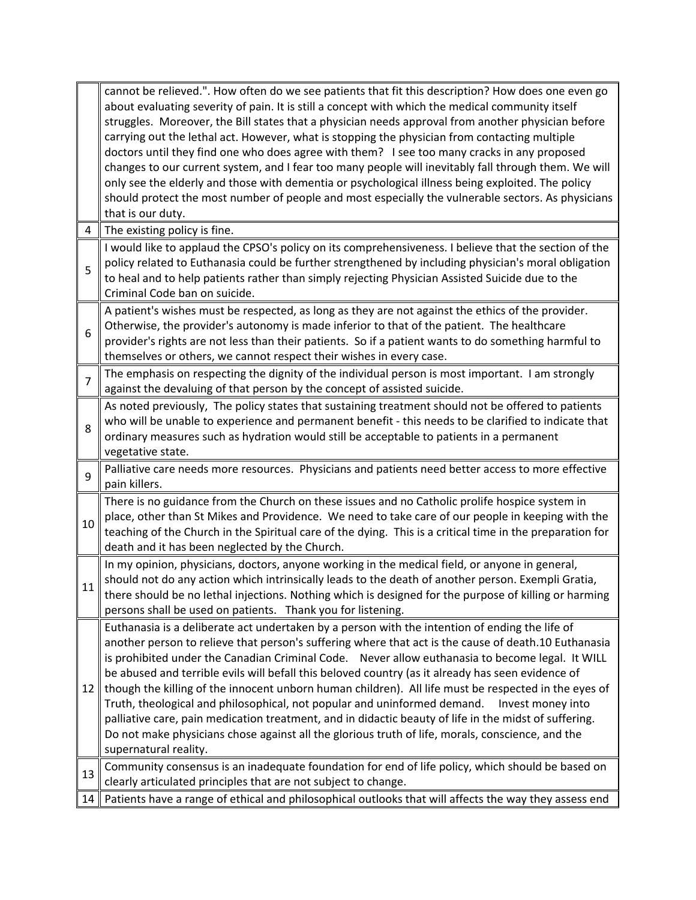| | |
|---|---|
| | cannot be relieved.". How often do we see patients that fit this description? How does one even go about evaluating severity of pain. It is still a concept with which the medical community itself struggles. Moreover, the Bill states that a physician needs approval from another physician before carrying out the lethal act. However, what is stopping the physician from contacting multiple doctors until they find one who does agree with them? I see too many cracks in any proposed changes to our current system, and I fear too many people will inevitably fall through them. We will only see the elderly and those with dementia or psychological illness being exploited. The policy should protect the most number of people and most especially the vulnerable sectors. As physicians that is our duty. |
| 4 | The existing policy is fine. |
| 5 | I would like to applaud the CPSO's policy on its comprehensiveness. I believe that the section of the policy related to Euthanasia could be further strengthened by including physician's moral obligation to heal and to help patients rather than simply rejecting Physician Assisted Suicide due to the Criminal Code ban on suicide. |
| 6 | A patient's wishes must be respected, as long as they are not against the ethics of the provider. Otherwise, the provider's autonomy is made inferior to that of the patient. The healthcare provider's rights are not less than their patients. So if a patient wants to do something harmful to themselves or others, we cannot respect their wishes in every case. |
| 7 | The emphasis on respecting the dignity of the individual person is most important. I am strongly against the devaluing of that person by the concept of assisted suicide. |
| 8 | As noted previously, The policy states that sustaining treatment should not be offered to patients who will be unable to experience and permanent benefit - this needs to be clarified to indicate that ordinary measures such as hydration would still be acceptable to patients in a permanent vegetative state. |
| 9 | Palliative care needs more resources. Physicians and patients need better access to more effective pain killers. |
| 10 | There is no guidance from the Church on these issues and no Catholic prolife hospice system in place, other than St Mikes and Providence. We need to take care of our people in keeping with the teaching of the Church in the Spiritual care of the dying. This is a critical time in the preparation for death and it has been neglected by the Church. |
| 11 | In my opinion, physicians, doctors, anyone working in the medical field, or anyone in general, should not do any action which intrinsically leads to the death of another person. Exempli Gratia, there should be no lethal injections. Nothing which is designed for the purpose of killing or harming persons shall be used on patients. Thank you for listening. |
| 12 | Euthanasia is a deliberate act undertaken by a person with the intention of ending the life of another person to relieve that person's suffering where that act is the cause of death.10 Euthanasia is prohibited under the Canadian Criminal Code. Never allow euthanasia to become legal. It WILL be abused and terrible evils will befall this beloved country (as it already has seen evidence of though the killing of the innocent unborn human children). All life must be respected in the eyes of Truth, theological and philosophical, not popular and uninformed demand. Invest money into palliative care, pain medication treatment, and in didactic beauty of life in the midst of suffering. Do not make physicians chose against all the glorious truth of life, morals, conscience, and the supernatural reality. |
| 13 | Community consensus is an inadequate foundation for end of life policy, which should be based on clearly articulated principles that are not subject to change. |
| 14 | Patients have a range of ethical and philosophical outlooks that will affects the way they assess end |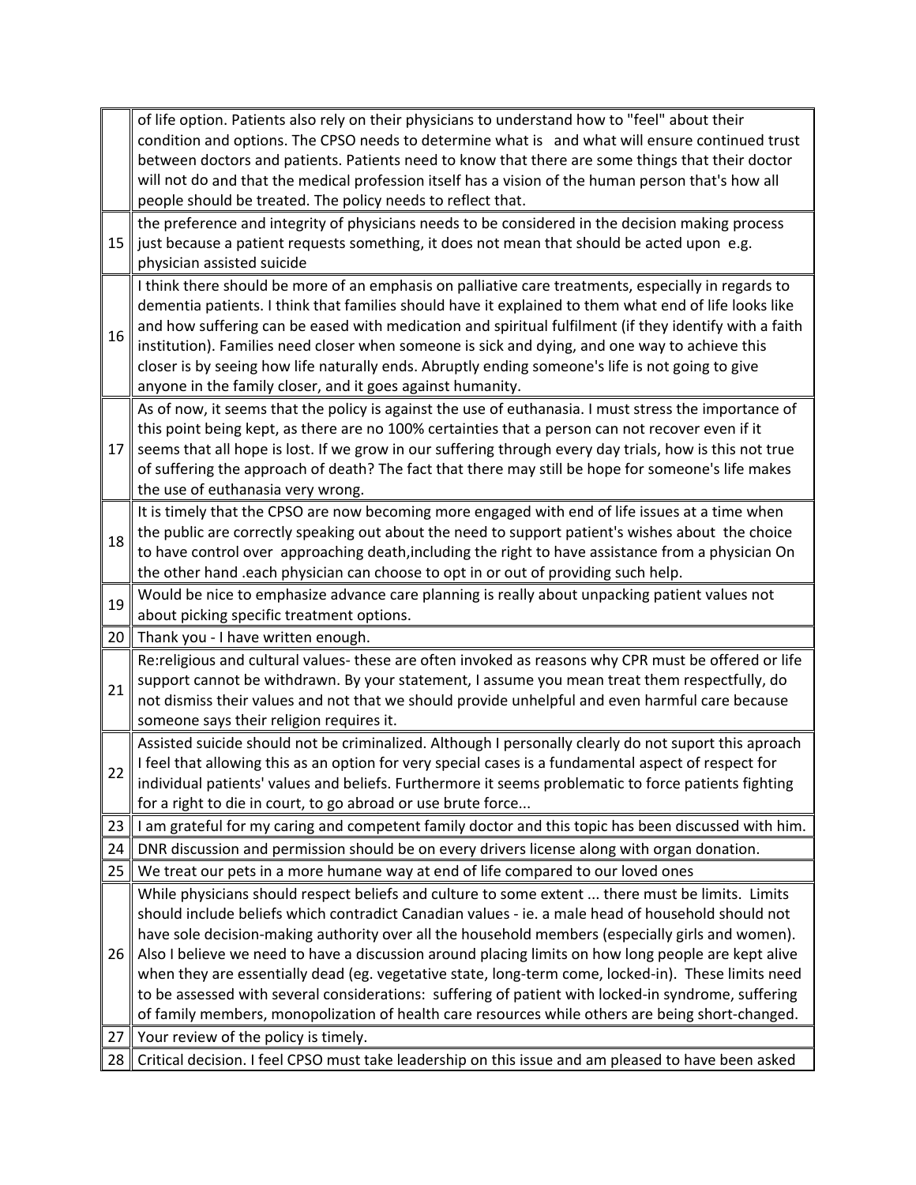|  |  |
|---|---|
|  | of life option. Patients also rely on their physicians to understand how to "feel" about their condition and options. The CPSO needs to determine what is   and what will ensure continued trust between doctors and patients. Patients need to know that there are some things that their doctor will not do and that the medical profession itself has a vision of the human person that's how all people should be treated. The policy needs to reflect that. |
| 15 | the preference and integrity of physicians needs to be considered in the decision making process just because a patient requests something, it does not mean that should be acted upon  e.g. physician assisted suicide |
| 16 | I think there should be more of an emphasis on palliative care treatments, especially in regards to dementia patients. I think that families should have it explained to them what end of life looks like and how suffering can be eased with medication and spiritual fulfilment (if they identify with a faith institution). Families need closer when someone is sick and dying, and one way to achieve this closer is by seeing how life naturally ends. Abruptly ending someone's life is not going to give anyone in the family closer, and it goes against humanity. |
| 17 | As of now, it seems that the policy is against the use of euthanasia. I must stress the importance of this point being kept, as there are no 100% certainties that a person can not recover even if it seems that all hope is lost. If we grow in our suffering through every day trials, how is this not true of suffering the approach of death? The fact that there may still be hope for someone's life makes the use of euthanasia very wrong. |
| 18 | It is timely that the CPSO are now becoming more engaged with end of life issues at a time when the public are correctly speaking out about the need to support patient's wishes about  the choice to have control over  approaching death,including the right to have assistance from a physician On the other hand .each physician can choose to opt in or out of providing such help. |
| 19 | Would be nice to emphasize advance care planning is really about unpacking patient values not about picking specific treatment options. |
| 20 | Thank you - I have written enough. |
| 21 | Re:religious and cultural values- these are often invoked as reasons why CPR must be offered or life support cannot be withdrawn. By your statement, I assume you mean treat them respectfully, do not dismiss their values and not that we should provide unhelpful and even harmful care because someone says their religion requires it. |
| 22 | Assisted suicide should not be criminalized. Although I personally clearly do not suport this aproach I feel that allowing this as an option for very special cases is a fundamental aspect of respect for individual patients' values and beliefs. Furthermore it seems problematic to force patients fighting for a right to die in court, to go abroad or use brute force... |
| 23 | I am grateful for my caring and competent family doctor and this topic has been discussed with him. |
| 24 | DNR discussion and permission should be on every drivers license along with organ donation. |
| 25 | We treat our pets in a more humane way at end of life compared to our loved ones |
| 26 | While physicians should respect beliefs and culture to some extent ... there must be limits.  Limits should include beliefs which contradict Canadian values - ie. a male head of household should not have sole decision-making authority over all the household members (especially girls and women). Also I believe we need to have a discussion around placing limits on how long people are kept alive when they are essentially dead (eg. vegetative state, long-term come, locked-in).  These limits need to be assessed with several considerations:  suffering of patient with locked-in syndrome, suffering of family members, monopolization of health care resources while others are being short-changed. |
| 27 | Your review of the policy is timely. |
| 28 | Critical decision. I feel CPSO must take leadership on this issue and am pleased to have been asked |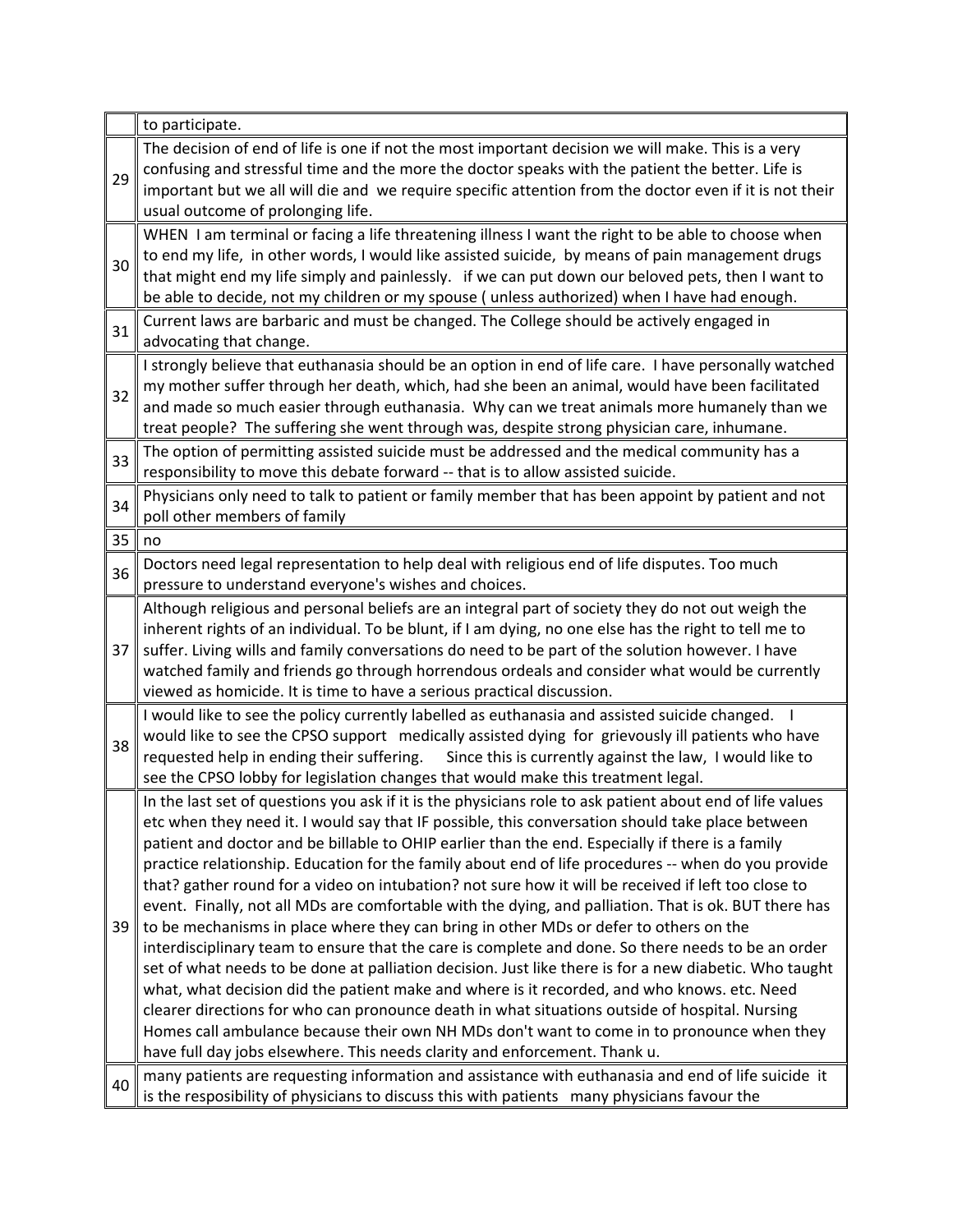| | |
|---|---|
| | to participate. |
| 29 | The decision of end of life is one if not the most important decision we will make. This is a very confusing and stressful time and the more the doctor speaks with the patient the better. Life is important but we all will die and we require specific attention from the doctor even if it is not their usual outcome of prolonging life. |
| 30 | WHEN I am terminal or facing a life threatening illness I want the right to be able to choose when to end my life, in other words, I would like assisted suicide, by means of pain management drugs that might end my life simply and painlessly. if we can put down our beloved pets, then I want to be able to decide, not my children or my spouse ( unless authorized) when I have had enough. |
| 31 | Current laws are barbaric and must be changed. The College should be actively engaged in advocating that change. |
| 32 | I strongly believe that euthanasia should be an option in end of life care. I have personally watched my mother suffer through her death, which, had she been an animal, would have been facilitated and made so much easier through euthanasia. Why can we treat animals more humanely than we treat people? The suffering she went through was, despite strong physician care, inhumane. |
| 33 | The option of permitting assisted suicide must be addressed and the medical community has a responsibility to move this debate forward -- that is to allow assisted suicide. |
| 34 | Physicians only need to talk to patient or family member that has been appoint by patient and not poll other members of family |
| 35 | no |
| 36 | Doctors need legal representation to help deal with religious end of life disputes. Too much pressure to understand everyone's wishes and choices. |
| 37 | Although religious and personal beliefs are an integral part of society they do not out weigh the inherent rights of an individual. To be blunt, if I am dying, no one else has the right to tell me to suffer. Living wills and family conversations do need to be part of the solution however. I have watched family and friends go through horrendous ordeals and consider what would be currently viewed as homicide. It is time to have a serious practical discussion. |
| 38 | I would like to see the policy currently labelled as euthanasia and assisted suicide changed. I would like to see the CPSO support medically assisted dying for grievously ill patients who have requested help in ending their suffering. Since this is currently against the law, I would like to see the CPSO lobby for legislation changes that would make this treatment legal. |
| 39 | In the last set of questions you ask if it is the physicians role to ask patient about end of life values etc when they need it. I would say that IF possible, this conversation should take place between patient and doctor and be billable to OHIP earlier than the end. Especially if there is a family practice relationship. Education for the family about end of life procedures -- when do you provide that? gather round for a video on intubation? not sure how it will be received if left too close to event. Finally, not all MDs are comfortable with the dying, and palliation. That is ok. BUT there has to be mechanisms in place where they can bring in other MDs or defer to others on the interdisciplinary team to ensure that the care is complete and done. So there needs to be an order set of what needs to be done at palliation decision. Just like there is for a new diabetic. Who taught what, what decision did the patient make and where is it recorded, and who knows. etc. Need clearer directions for who can pronounce death in what situations outside of hospital. Nursing Homes call ambulance because their own NH MDs don't want to come in to pronounce when they have full day jobs elsewhere. This needs clarity and enforcement. Thank u. |
| 40 | many patients are requesting information and assistance with euthanasia and end of life suicide it is the resposibility of physicians to discuss this with patients many physicians favour the |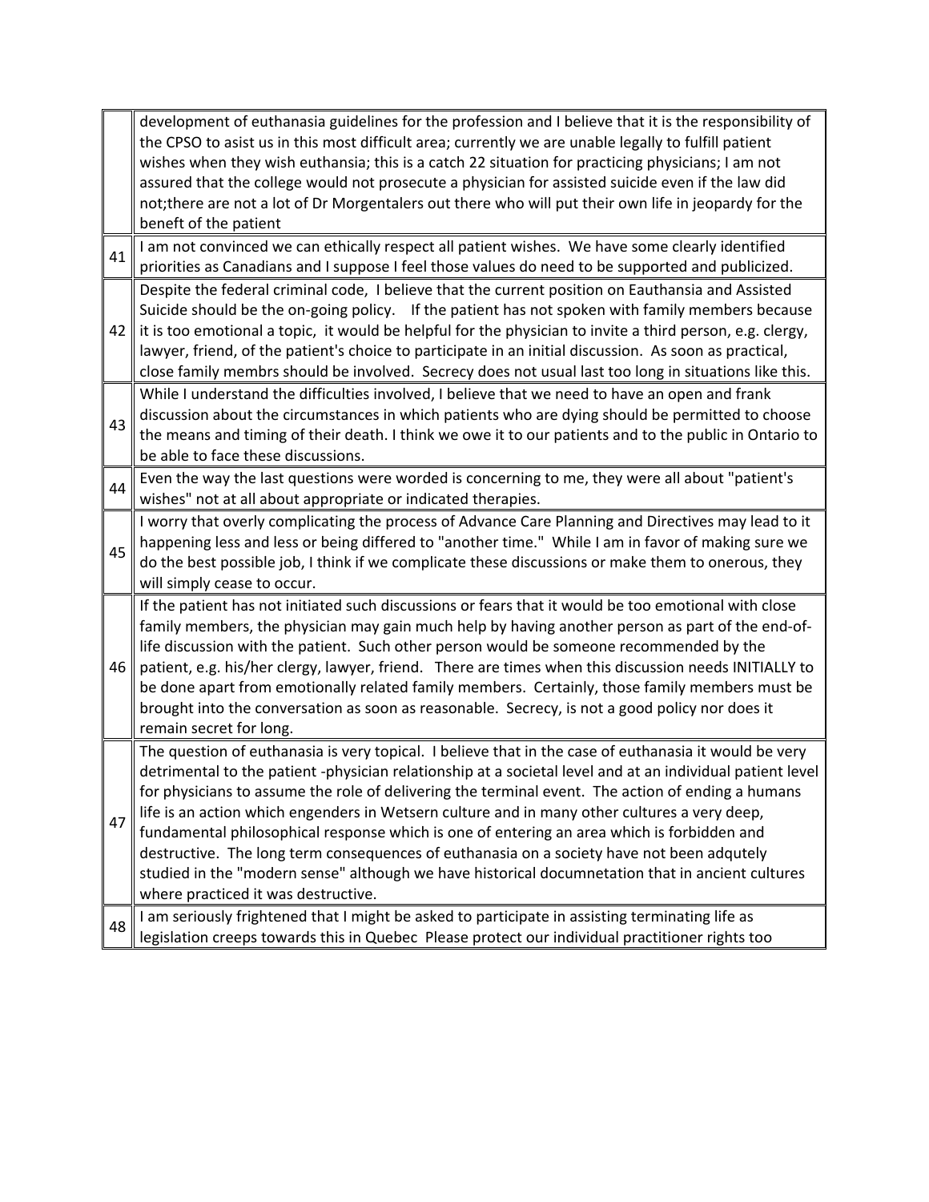| | |
|---|---|
| | development of euthanasia guidelines for the profession and I believe that it is the responsibility of the CPSO to asist us in this most difficult area; currently we are unable legally to fulfill patient wishes when they wish euthansia; this is a catch 22 situation for practicing physicians; I am not assured that the college would not prosecute a physician for assisted suicide even if the law did not;there are not a lot of Dr Morgentalers out there who will put their own life in jeopardy for the beneft of the patient |
| 41 | I am not convinced we can ethically respect all patient wishes. We have some clearly identified priorities as Canadians and I suppose I feel those values do need to be supported and publicized. |
| 42 | Despite the federal criminal code, I believe that the current position on Eauthansia and Assisted Suicide should be the on-going policy. If the patient has not spoken with family members because it is too emotional a topic, it would be helpful for the physician to invite a third person, e.g. clergy, lawyer, friend, of the patient's choice to participate in an initial discussion. As soon as practical, close family membrs should be involved. Secrecy does not usual last too long in situations like this. |
| 43 | While I understand the difficulties involved, I believe that we need to have an open and frank discussion about the circumstances in which patients who are dying should be permitted to choose the means and timing of their death. I think we owe it to our patients and to the public in Ontario to be able to face these discussions. |
| 44 | Even the way the last questions were worded is concerning to me, they were all about "patient's wishes" not at all about appropriate or indicated therapies. |
| 45 | I worry that overly complicating the process of Advance Care Planning and Directives may lead to it happening less and less or being differed to "another time." While I am in favor of making sure we do the best possible job, I think if we complicate these discussions or make them to onerous, they will simply cease to occur. |
| 46 | If the patient has not initiated such discussions or fears that it would be too emotional with close family members, the physician may gain much help by having another person as part of the end-of-life discussion with the patient. Such other person would be someone recommended by the patient, e.g. his/her clergy, lawyer, friend. There are times when this discussion needs INITIALLY to be done apart from emotionally related family members. Certainly, those family members must be brought into the conversation as soon as reasonable. Secrecy, is not a good policy nor does it remain secret for long. |
| 47 | The question of euthanasia is very topical. I believe that in the case of euthanasia it would be very detrimental to the patient -physician relationship at a societal level and at an individual patient level for physicians to assume the role of delivering the terminal event. The action of ending a humans life is an action which engenders in Wetsern culture and in many other cultures a very deep, fundamental philosophical response which is one of entering an area which is forbidden and destructive. The long term consequences of euthanasia on a society have not been adqutely studied in the "modern sense" although we have historical documnetation that in ancient cultures where practiced it was destructive. |
| 48 | I am seriously frightened that I might be asked to participate in assisting terminating life as legislation creeps towards this in Quebec Please protect our individual practitioner rights too |